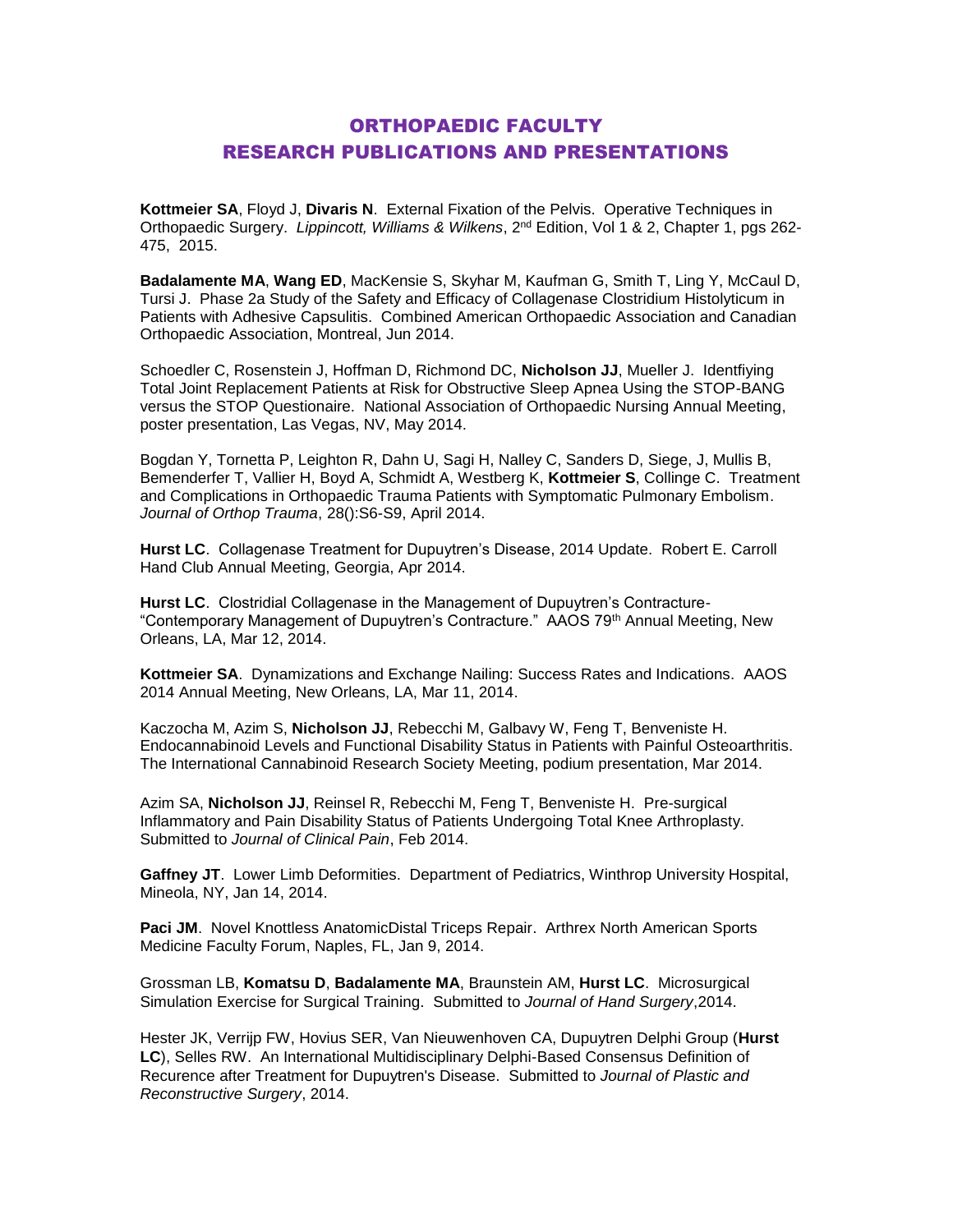# ORTHOPAEDIC FACULTY
# RESEARCH PUBLICATIONS AND PRESENTATIONS

**Kottmeier SA**, Floyd J, **Divaris N**. External Fixation of the Pelvis. Operative Techniques in Orthopaedic Surgery. *Lippincott, Williams & Wilkens*, 2nd Edition, Vol 1 & 2, Chapter 1, pgs 262-475, 2015.

**Badalamente MA**, **Wang ED**, MacKensie S, Skyhar M, Kaufman G, Smith T, Ling Y, McCaul D, Tursi J. Phase 2a Study of the Safety and Efficacy of Collagenase Clostridium Histolyticum in Patients with Adhesive Capsulitis. Combined American Orthopaedic Association and Canadian Orthopaedic Association, Montreal, Jun 2014.

Schoedler C, Rosenstein J, Hoffman D, Richmond DC, **Nicholson JJ**, Mueller J. Identfiying Total Joint Replacement Patients at Risk for Obstructive Sleep Apnea Using the STOP-BANG versus the STOP Questionaire. National Association of Orthopaedic Nursing Annual Meeting, poster presentation, Las Vegas, NV, May 2014.

Bogdan Y, Tornetta P, Leighton R, Dahn U, Sagi H, Nalley C, Sanders D, Siege, J, Mullis B, Bemenderfer T, Vallier H, Boyd A, Schmidt A, Westberg K, **Kottmeier S**, Collinge C. Treatment and Complications in Orthopaedic Trauma Patients with Symptomatic Pulmonary Embolism. *Journal of Orthop Trauma*, 28():S6-S9, April 2014.

**Hurst LC**. Collagenase Treatment for Dupuytren's Disease, 2014 Update. Robert E. Carroll Hand Club Annual Meeting, Georgia, Apr 2014.

**Hurst LC**. Clostridial Collagenase in the Management of Dupuytren's Contracture- "Contemporary Management of Dupuytren's Contracture." AAOS 79th Annual Meeting, New Orleans, LA, Mar 12, 2014.

**Kottmeier SA**. Dynamizations and Exchange Nailing: Success Rates and Indications. AAOS 2014 Annual Meeting, New Orleans, LA, Mar 11, 2014.

Kaczocha M, Azim S, **Nicholson JJ**, Rebecchi M, Galbavy W, Feng T, Benveniste H. Endocannabinoid Levels and Functional Disability Status in Patients with Painful Osteoarthritis. The International Cannabinoid Research Society Meeting, podium presentation, Mar 2014.

Azim SA, **Nicholson JJ**, Reinsel R, Rebecchi M, Feng T, Benveniste H. Pre-surgical Inflammatory and Pain Disability Status of Patients Undergoing Total Knee Arthroplasty. Submitted to *Journal of Clinical Pain*, Feb 2014.

**Gaffney JT**. Lower Limb Deformities. Department of Pediatrics, Winthrop University Hospital, Mineola, NY, Jan 14, 2014.

**Paci JM**. Novel Knottless AnatomicDistal Triceps Repair. Arthrex North American Sports Medicine Faculty Forum, Naples, FL, Jan 9, 2014.

Grossman LB, **Komatsu D**, **Badalamente MA**, Braunstein AM, **Hurst LC**. Microsurgical Simulation Exercise for Surgical Training. Submitted to *Journal of Hand Surgery*,2014.

Hester JK, Verrijp FW, Hovius SER, Van Nieuwenhoven CA, Dupuytren Delphi Group (**Hurst LC**), Selles RW. An International Multidisciplinary Delphi-Based Consensus Definition of Recurence after Treatment for Dupuytren's Disease. Submitted to *Journal of Plastic and Reconstructive Surgery*, 2014.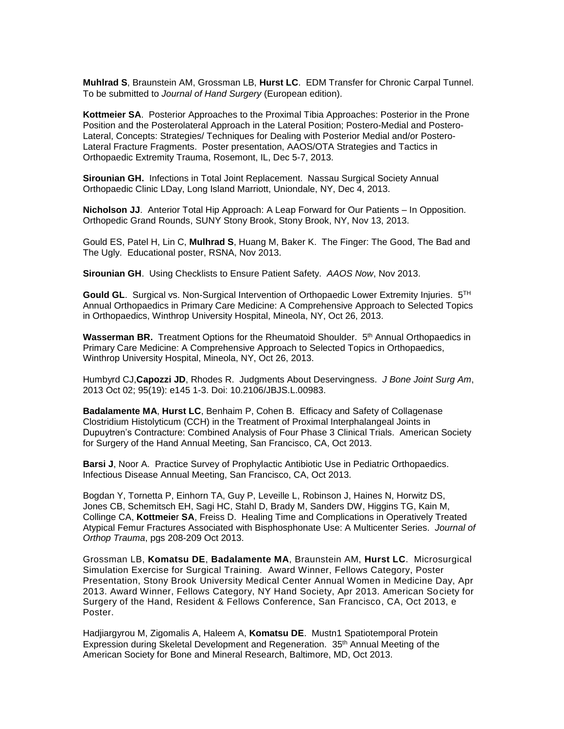**Muhlrad S**, Braunstein AM, Grossman LB, **Hurst LC**. EDM Transfer for Chronic Carpal Tunnel. To be submitted to *Journal of Hand Surgery* (European edition).

**Kottmeier SA**. Posterior Approaches to the Proximal Tibia Approaches: Posterior in the Prone Position and the Posterolateral Approach in the Lateral Position; Postero-Medial and Postero-Lateral, Concepts: Strategies/ Techniques for Dealing with Posterior Medial and/or Postero-Lateral Fracture Fragments. Poster presentation, AAOS/OTA Strategies and Tactics in Orthopaedic Extremity Trauma, Rosemont, IL, Dec 5-7, 2013.

**Sirounian GH.** Infections in Total Joint Replacement. Nassau Surgical Society Annual Orthopaedic Clinic LDay, Long Island Marriott, Uniondale, NY, Dec 4, 2013.

**Nicholson JJ**. Anterior Total Hip Approach: A Leap Forward for Our Patients – In Opposition. Orthopedic Grand Rounds, SUNY Stony Brook, Stony Brook, NY, Nov 13, 2013.

Gould ES, Patel H, Lin C, **Mulhrad S**, Huang M, Baker K. The Finger: The Good, The Bad and The Ugly. Educational poster, RSNA, Nov 2013.

**Sirounian GH**. Using Checklists to Ensure Patient Safety. *AAOS Now*, Nov 2013.

**Gould GL**. Surgical vs. Non-Surgical Intervention of Orthopaedic Lower Extremity Injuries. 5[TH] Annual Orthopaedics in Primary Care Medicine: A Comprehensive Approach to Selected Topics in Orthopaedics, Winthrop University Hospital, Mineola, NY, Oct 26, 2013.

**Wasserman BR.** Treatment Options for the Rheumatoid Shoulder. 5[th] Annual Orthopaedics in Primary Care Medicine: A Comprehensive Approach to Selected Topics in Orthopaedics, Winthrop University Hospital, Mineola, NY, Oct 26, 2013.

Humbyrd CJ,**Capozzi JD**, Rhodes R. Judgments About Deservingness. *J Bone Joint Surg Am*, 2013 Oct 02; 95(19): e145 1-3. Doi: 10.2106/JBJS.L.00983.

**Badalamente MA**, **Hurst LC**, Benhaim P, Cohen B. Efficacy and Safety of Collagenase Clostridium Histolyticum (CCH) in the Treatment of Proximal Interphalangeal Joints in Dupuytren's Contracture: Combined Analysis of Four Phase 3 Clinical Trials. American Society for Surgery of the Hand Annual Meeting, San Francisco, CA, Oct 2013.

**Barsi J**, Noor A. Practice Survey of Prophylactic Antibiotic Use in Pediatric Orthopaedics. Infectious Disease Annual Meeting, San Francisco, CA, Oct 2013.

Bogdan Y, Tornetta P, Einhorn TA, Guy P, Leveille L, Robinson J, Haines N, Horwitz DS, Jones CB, Schemitsch EH, Sagi HC, Stahl D, Brady M, Sanders DW, Higgins TG, Kain M, Collinge CA, **Kottmeier SA**, Freiss D. Healing Time and Complications in Operatively Treated Atypical Femur Fractures Associated with Bisphosphonate Use: A Multicenter Series. *Journal of Orthop Trauma*, pgs 208-209 Oct 2013.

Grossman LB, **Komatsu DE**, **Badalamente MA**, Braunstein AM, **Hurst LC**. Microsurgical Simulation Exercise for Surgical Training. Award Winner, Fellows Category, Poster Presentation, Stony Brook University Medical Center Annual Women in Medicine Day, Apr 2013. Award Winner, Fellows Category, NY Hand Society, Apr 2013. American Society for Surgery of the Hand, Resident & Fellows Conference, San Francisco, CA, Oct 2013, e Poster.

Hadjiargyrou M, Zigomalis A, Haleem A, **Komatsu DE**. Mustn1 Spatiotemporal Protein Expression during Skeletal Development and Regeneration. 35[th] Annual Meeting of the American Society for Bone and Mineral Research, Baltimore, MD, Oct 2013.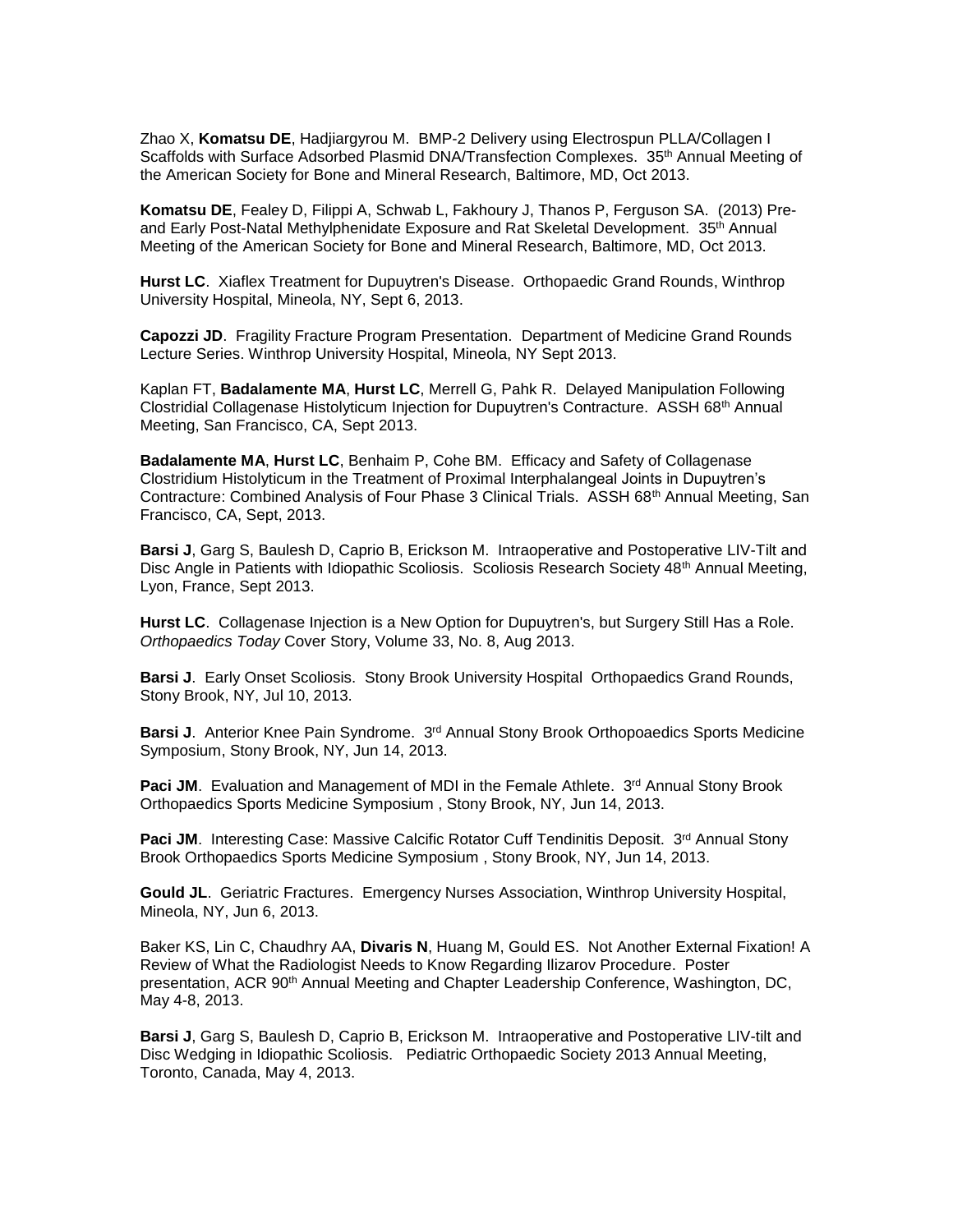Zhao X, **Komatsu DE**, Hadjiargyrou M. BMP-2 Delivery using Electrospun PLLA/Collagen I Scaffolds with Surface Adsorbed Plasmid DNA/Transfection Complexes. 35th Annual Meeting of the American Society for Bone and Mineral Research, Baltimore, MD, Oct 2013.

**Komatsu DE**, Fealey D, Filippi A, Schwab L, Fakhoury J, Thanos P, Ferguson SA. (2013) Pre- and Early Post-Natal Methylphenidate Exposure and Rat Skeletal Development. 35th Annual Meeting of the American Society for Bone and Mineral Research, Baltimore, MD, Oct 2013.

**Hurst LC**. Xiaflex Treatment for Dupuytren's Disease. Orthopaedic Grand Rounds, Winthrop University Hospital, Mineola, NY, Sept 6, 2013.

**Capozzi JD**. Fragility Fracture Program Presentation. Department of Medicine Grand Rounds Lecture Series. Winthrop University Hospital, Mineola, NY Sept 2013.

Kaplan FT, **Badalamente MA**, **Hurst LC**, Merrell G, Pahk R. Delayed Manipulation Following Clostridial Collagenase Histolyticum Injection for Dupuytren's Contracture. ASSH 68th Annual Meeting, San Francisco, CA, Sept 2013.

**Badalamente MA**, **Hurst LC**, Benhaim P, Cohe BM. Efficacy and Safety of Collagenase Clostridium Histolyticum in the Treatment of Proximal Interphalangeal Joints in Dupuytren's Contracture: Combined Analysis of Four Phase 3 Clinical Trials. ASSH 68th Annual Meeting, San Francisco, CA, Sept, 2013.

**Barsi J**, Garg S, Baulesh D, Caprio B, Erickson M. Intraoperative and Postoperative LIV-Tilt and Disc Angle in Patients with Idiopathic Scoliosis. Scoliosis Research Society 48th Annual Meeting, Lyon, France, Sept 2013.

**Hurst LC**. Collagenase Injection is a New Option for Dupuytren's, but Surgery Still Has a Role. *Orthopaedics Today* Cover Story, Volume 33, No. 8, Aug 2013.

**Barsi J**. Early Onset Scoliosis. Stony Brook University Hospital Orthopaedics Grand Rounds, Stony Brook, NY, Jul 10, 2013.

**Barsi J**. Anterior Knee Pain Syndrome. 3rd Annual Stony Brook Orthopoaedics Sports Medicine Symposium, Stony Brook, NY, Jun 14, 2013.

**Paci JM**. Evaluation and Management of MDI in the Female Athlete. 3rd Annual Stony Brook Orthopaedics Sports Medicine Symposium , Stony Brook, NY, Jun 14, 2013.

**Paci JM**. Interesting Case: Massive Calcific Rotator Cuff Tendinitis Deposit. 3rd Annual Stony Brook Orthopaedics Sports Medicine Symposium , Stony Brook, NY, Jun 14, 2013.

**Gould JL**. Geriatric Fractures. Emergency Nurses Association, Winthrop University Hospital, Mineola, NY, Jun 6, 2013.

Baker KS, Lin C, Chaudhry AA, **Divaris N**, Huang M, Gould ES. Not Another External Fixation! A Review of What the Radiologist Needs to Know Regarding Ilizarov Procedure. Poster presentation, ACR 90th Annual Meeting and Chapter Leadership Conference, Washington, DC, May 4-8, 2013.

**Barsi J**, Garg S, Baulesh D, Caprio B, Erickson M. Intraoperative and Postoperative LIV-tilt and Disc Wedging in Idiopathic Scoliosis. Pediatric Orthopaedic Society 2013 Annual Meeting, Toronto, Canada, May 4, 2013.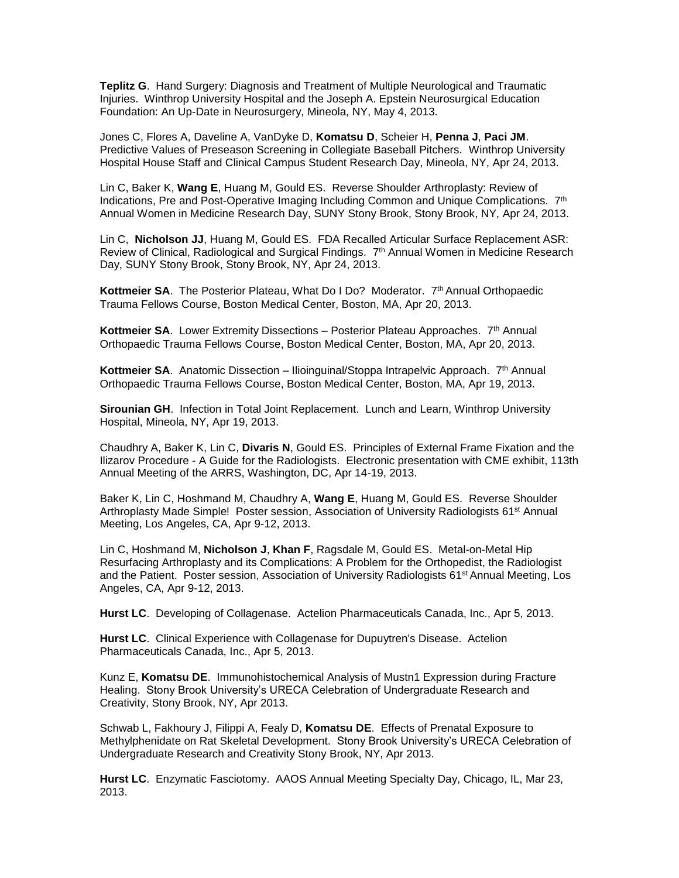**Teplitz G**. Hand Surgery: Diagnosis and Treatment of Multiple Neurological and Traumatic Injuries. Winthrop University Hospital and the Joseph A. Epstein Neurosurgical Education Foundation: An Up-Date in Neurosurgery, Mineola, NY, May 4, 2013.

Jones C, Flores A, Daveline A, VanDyke D, **Komatsu D**, Scheier H, **Penna J**, **Paci JM**. Predictive Values of Preseason Screening in Collegiate Baseball Pitchers. Winthrop University Hospital House Staff and Clinical Campus Student Research Day, Mineola, NY, Apr 24, 2013.

Lin C, Baker K, **Wang E**, Huang M, Gould ES. Reverse Shoulder Arthroplasty: Review of Indications, Pre and Post-Operative Imaging Including Common and Unique Complications. 7th Annual Women in Medicine Research Day, SUNY Stony Brook, Stony Brook, NY, Apr 24, 2013.

Lin C, **Nicholson JJ**, Huang M, Gould ES. FDA Recalled Articular Surface Replacement ASR: Review of Clinical, Radiological and Surgical Findings. 7th Annual Women in Medicine Research Day, SUNY Stony Brook, Stony Brook, NY, Apr 24, 2013.

**Kottmeier SA**. The Posterior Plateau, What Do I Do? Moderator. 7th Annual Orthopaedic Trauma Fellows Course, Boston Medical Center, Boston, MA, Apr 20, 2013.

**Kottmeier SA**. Lower Extremity Dissections – Posterior Plateau Approaches. 7th Annual Orthopaedic Trauma Fellows Course, Boston Medical Center, Boston, MA, Apr 20, 2013.

**Kottmeier SA**. Anatomic Dissection – Ilioinguinal/Stoppa Intrapelvic Approach. 7th Annual Orthopaedic Trauma Fellows Course, Boston Medical Center, Boston, MA, Apr 19, 2013.

**Sirounian GH**. Infection in Total Joint Replacement. Lunch and Learn, Winthrop University Hospital, Mineola, NY, Apr 19, 2013.

Chaudhry A, Baker K, Lin C, **Divaris N**, Gould ES. Principles of External Frame Fixation and the Ilizarov Procedure - A Guide for the Radiologists. Electronic presentation with CME exhibit, 113th Annual Meeting of the ARRS, Washington, DC, Apr 14-19, 2013.

Baker K, Lin C, Hoshmand M, Chaudhry A, **Wang E**, Huang M, Gould ES. Reverse Shoulder Arthroplasty Made Simple! Poster session, Association of University Radiologists 61st Annual Meeting, Los Angeles, CA, Apr 9-12, 2013.

Lin C, Hoshmand M, **Nicholson J**, **Khan F**, Ragsdale M, Gould ES. Metal-on-Metal Hip Resurfacing Arthroplasty and its Complications: A Problem for the Orthopedist, the Radiologist and the Patient. Poster session, Association of University Radiologists 61st Annual Meeting, Los Angeles, CA, Apr 9-12, 2013.

**Hurst LC**. Developing of Collagenase. Actelion Pharmaceuticals Canada, Inc., Apr 5, 2013.

**Hurst LC**. Clinical Experience with Collagenase for Dupuytren's Disease. Actelion Pharmaceuticals Canada, Inc., Apr 5, 2013.

Kunz E, **Komatsu DE**. Immunohistochemical Analysis of Mustn1 Expression during Fracture Healing. Stony Brook University's URECA Celebration of Undergraduate Research and Creativity, Stony Brook, NY, Apr 2013.

Schwab L, Fakhoury J, Filippi A, Fealy D, **Komatsu DE**. Effects of Prenatal Exposure to Methylphenidate on Rat Skeletal Development. Stony Brook University's URECA Celebration of Undergraduate Research and Creativity Stony Brook, NY, Apr 2013.

**Hurst LC**. Enzymatic Fasciotomy. AAOS Annual Meeting Specialty Day, Chicago, IL, Mar 23, 2013.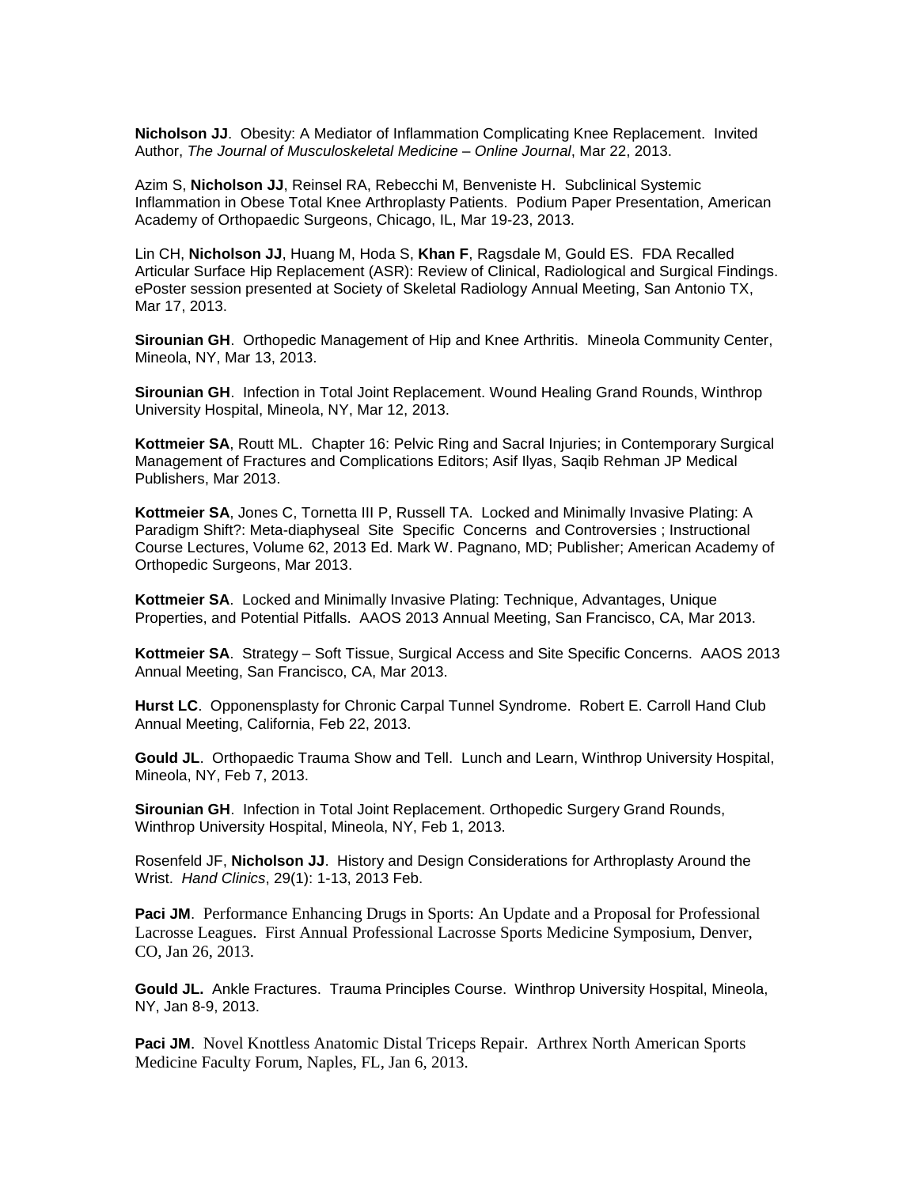**Nicholson JJ**. Obesity: A Mediator of Inflammation Complicating Knee Replacement. Invited Author, *The Journal of Musculoskeletal Medicine – Online Journal*, Mar 22, 2013.

Azim S, **Nicholson JJ**, Reinsel RA, Rebecchi M, Benveniste H. Subclinical Systemic Inflammation in Obese Total Knee Arthroplasty Patients. Podium Paper Presentation, American Academy of Orthopaedic Surgeons, Chicago, IL, Mar 19-23, 2013.

Lin CH, **Nicholson JJ**, Huang M, Hoda S, **Khan F**, Ragsdale M, Gould ES. FDA Recalled Articular Surface Hip Replacement (ASR): Review of Clinical, Radiological and Surgical Findings. ePoster session presented at Society of Skeletal Radiology Annual Meeting, San Antonio TX, Mar 17, 2013.

**Sirounian GH**. Orthopedic Management of Hip and Knee Arthritis. Mineola Community Center, Mineola, NY, Mar 13, 2013.

**Sirounian GH**. Infection in Total Joint Replacement. Wound Healing Grand Rounds, Winthrop University Hospital, Mineola, NY, Mar 12, 2013.

**Kottmeier SA**, Routt ML. Chapter 16: Pelvic Ring and Sacral Injuries; in Contemporary Surgical Management of Fractures and Complications Editors; Asif Ilyas, Saqib Rehman JP Medical Publishers, Mar 2013.

**Kottmeier SA**, Jones C, Tornetta III P, Russell TA. Locked and Minimally Invasive Plating: A Paradigm Shift?: Meta-diaphyseal Site Specific Concerns and Controversies ; Instructional Course Lectures, Volume 62, 2013 Ed. Mark W. Pagnano, MD; Publisher; American Academy of Orthopedic Surgeons, Mar 2013.

**Kottmeier SA**. Locked and Minimally Invasive Plating: Technique, Advantages, Unique Properties, and Potential Pitfalls. AAOS 2013 Annual Meeting, San Francisco, CA, Mar 2013.

**Kottmeier SA**. Strategy – Soft Tissue, Surgical Access and Site Specific Concerns. AAOS 2013 Annual Meeting, San Francisco, CA, Mar 2013.

**Hurst LC**. Opponensplasty for Chronic Carpal Tunnel Syndrome. Robert E. Carroll Hand Club Annual Meeting, California, Feb 22, 2013.

**Gould JL**. Orthopaedic Trauma Show and Tell. Lunch and Learn, Winthrop University Hospital, Mineola, NY, Feb 7, 2013.

**Sirounian GH**. Infection in Total Joint Replacement. Orthopedic Surgery Grand Rounds, Winthrop University Hospital, Mineola, NY, Feb 1, 2013.

Rosenfeld JF, **Nicholson JJ**. History and Design Considerations for Arthroplasty Around the Wrist. *Hand Clinics*, 29(1): 1-13, 2013 Feb.

**Paci JM**. Performance Enhancing Drugs in Sports: An Update and a Proposal for Professional Lacrosse Leagues. First Annual Professional Lacrosse Sports Medicine Symposium, Denver, CO, Jan 26, 2013.

**Gould JL.** Ankle Fractures. Trauma Principles Course. Winthrop University Hospital, Mineola, NY, Jan 8-9, 2013.

**Paci JM**. Novel Knottless Anatomic Distal Triceps Repair. Arthrex North American Sports Medicine Faculty Forum, Naples, FL, Jan 6, 2013.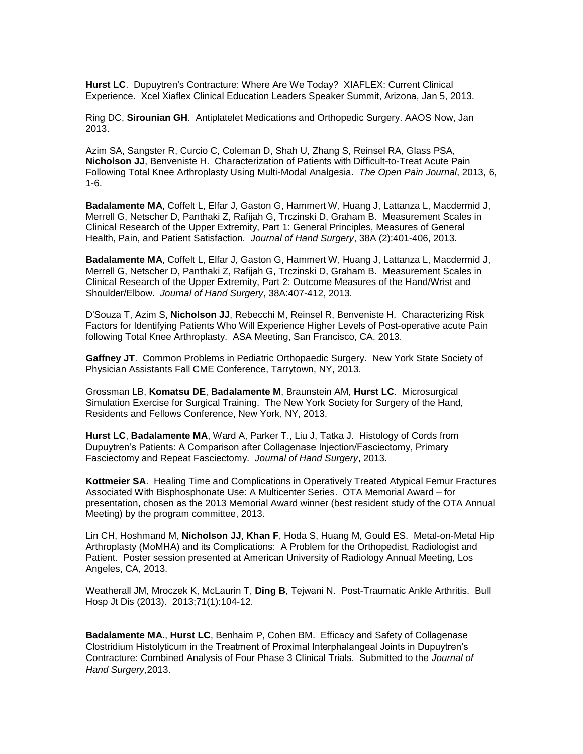**Hurst LC**. Dupuytren's Contracture: Where Are We Today? XIAFLEX: Current Clinical Experience. Xcel Xiaflex Clinical Education Leaders Speaker Summit, Arizona, Jan 5, 2013.

Ring DC, **Sirounian GH**. Antiplatelet Medications and Orthopedic Surgery. AAOS Now, Jan 2013.

Azim SA, Sangster R, Curcio C, Coleman D, Shah U, Zhang S, Reinsel RA, Glass PSA, **Nicholson JJ**, Benveniste H. Characterization of Patients with Difficult-to-Treat Acute Pain Following Total Knee Arthroplasty Using Multi-Modal Analgesia. *The Open Pain Journal*, 2013, 6, 1-6.

**Badalamente MA**, Coffelt L, Elfar J, Gaston G, Hammert W, Huang J, Lattanza L, Macdermid J, Merrell G, Netscher D, Panthaki Z, Rafijah G, Trczinski D, Graham B. Measurement Scales in Clinical Research of the Upper Extremity, Part 1: General Principles, Measures of General Health, Pain, and Patient Satisfaction. *Journal of Hand Surgery*, 38A (2):401-406, 2013.

**Badalamente MA**, Coffelt L, Elfar J, Gaston G, Hammert W, Huang J, Lattanza L, Macdermid J, Merrell G, Netscher D, Panthaki Z, Rafijah G, Trczinski D, Graham B. Measurement Scales in Clinical Research of the Upper Extremity, Part 2: Outcome Measures of the Hand/Wrist and Shoulder/Elbow. *Journal of Hand Surgery*, 38A:407-412, 2013.

D'Souza T, Azim S, **Nicholson JJ**, Rebecchi M, Reinsel R, Benveniste H. Characterizing Risk Factors for Identifying Patients Who Will Experience Higher Levels of Post-operative acute Pain following Total Knee Arthroplasty. ASA Meeting, San Francisco, CA, 2013.

**Gaffney JT**. Common Problems in Pediatric Orthopaedic Surgery. New York State Society of Physician Assistants Fall CME Conference, Tarrytown, NY, 2013.

Grossman LB, **Komatsu DE**, **Badalamente M**, Braunstein AM, **Hurst LC**. Microsurgical Simulation Exercise for Surgical Training. The New York Society for Surgery of the Hand, Residents and Fellows Conference, New York, NY, 2013.

**Hurst LC**, **Badalamente MA**, Ward A, Parker T., Liu J, Tatka J. Histology of Cords from Dupuytren's Patients: A Comparison after Collagenase Injection/Fasciectomy, Primary Fasciectomy and Repeat Fasciectomy. *Journal of Hand Surgery*, 2013.

**Kottmeier SA**. Healing Time and Complications in Operatively Treated Atypical Femur Fractures Associated With Bisphosphonate Use: A Multicenter Series. OTA Memorial Award – for presentation, chosen as the 2013 Memorial Award winner (best resident study of the OTA Annual Meeting) by the program committee, 2013.

Lin CH, Hoshmand M, **Nicholson JJ**, **Khan F**, Hoda S, Huang M, Gould ES. Metal-on-Metal Hip Arthroplasty (MoMHA) and its Complications: A Problem for the Orthopedist, Radiologist and Patient. Poster session presented at American University of Radiology Annual Meeting, Los Angeles, CA, 2013.

Weatherall JM, Mroczek K, McLaurin T, **Ding B**, Tejwani N. Post-Traumatic Ankle Arthritis. Bull Hosp Jt Dis (2013). 2013;71(1):104-12.

**Badalamente MA**., **Hurst LC**, Benhaim P, Cohen BM. Efficacy and Safety of Collagenase Clostridium Histolyticum in the Treatment of Proximal Interphalangeal Joints in Dupuytren's Contracture: Combined Analysis of Four Phase 3 Clinical Trials. Submitted to the *Journal of Hand Surgery*,2013.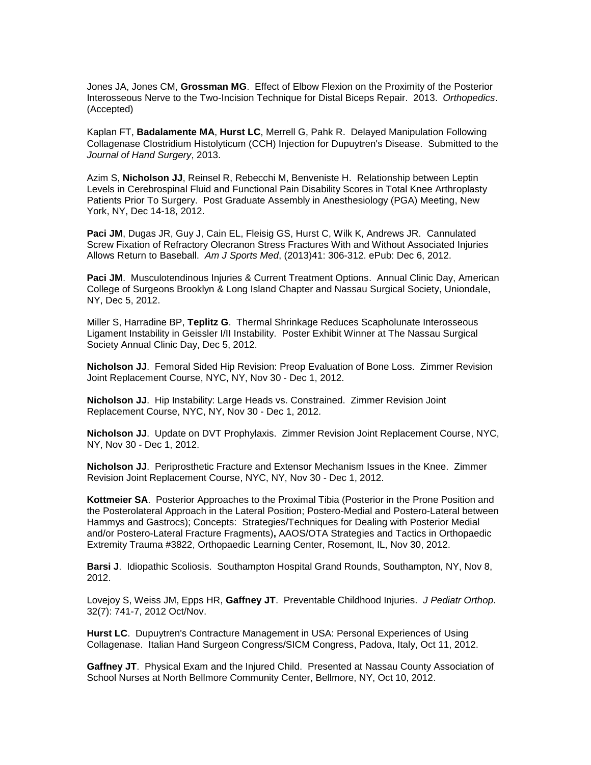Jones JA, Jones CM, **Grossman MG**. Effect of Elbow Flexion on the Proximity of the Posterior Interosseous Nerve to the Two-Incision Technique for Distal Biceps Repair. 2013. *Orthopedics*. (Accepted)

Kaplan FT, **Badalamente MA**, **Hurst LC**, Merrell G, Pahk R. Delayed Manipulation Following Collagenase Clostridium Histolyticum (CCH) Injection for Dupuytren's Disease. Submitted to the *Journal of Hand Surgery*, 2013.

Azim S, **Nicholson JJ**, Reinsel R, Rebecchi M, Benveniste H. Relationship between Leptin Levels in Cerebrospinal Fluid and Functional Pain Disability Scores in Total Knee Arthroplasty Patients Prior To Surgery. Post Graduate Assembly in Anesthesiology (PGA) Meeting, New York, NY, Dec 14-18, 2012.

**Paci JM**, Dugas JR, Guy J, Cain EL, Fleisig GS, Hurst C, Wilk K, Andrews JR. Cannulated Screw Fixation of Refractory Olecranon Stress Fractures With and Without Associated Injuries Allows Return to Baseball. *Am J Sports Med*, (2013)41: 306-312. ePub: Dec 6, 2012.

**Paci JM**. Musculotendinous Injuries & Current Treatment Options. Annual Clinic Day, American College of Surgeons Brooklyn & Long Island Chapter and Nassau Surgical Society, Uniondale, NY, Dec 5, 2012.

Miller S, Harradine BP, **Teplitz G**. Thermal Shrinkage Reduces Scapholunate Interosseous Ligament Instability in Geissler I/II Instability. Poster Exhibit Winner at The Nassau Surgical Society Annual Clinic Day, Dec 5, 2012.

**Nicholson JJ**. Femoral Sided Hip Revision: Preop Evaluation of Bone Loss. Zimmer Revision Joint Replacement Course, NYC, NY, Nov 30 - Dec 1, 2012.

**Nicholson JJ**. Hip Instability: Large Heads vs. Constrained. Zimmer Revision Joint Replacement Course, NYC, NY, Nov 30 - Dec 1, 2012.

**Nicholson JJ**. Update on DVT Prophylaxis. Zimmer Revision Joint Replacement Course, NYC, NY, Nov 30 - Dec 1, 2012.

**Nicholson JJ**. Periprosthetic Fracture and Extensor Mechanism Issues in the Knee. Zimmer Revision Joint Replacement Course, NYC, NY, Nov 30 - Dec 1, 2012.

**Kottmeier SA**. Posterior Approaches to the Proximal Tibia (Posterior in the Prone Position and the Posterolateral Approach in the Lateral Position; Postero-Medial and Postero-Lateral between Hammys and Gastrocs); Concepts: Strategies/Techniques for Dealing with Posterior Medial and/or Postero-Lateral Fracture Fragments)**,** AAOS/OTA Strategies and Tactics in Orthopaedic Extremity Trauma #3822, Orthopaedic Learning Center, Rosemont, IL, Nov 30, 2012.

**Barsi J**. Idiopathic Scoliosis. Southampton Hospital Grand Rounds, Southampton, NY, Nov 8, 2012.

Lovejoy S, Weiss JM, Epps HR, **Gaffney JT**. Preventable Childhood Injuries. *J Pediatr Orthop*. 32(7): 741-7, 2012 Oct/Nov.

**Hurst LC**. Dupuytren's Contracture Management in USA: Personal Experiences of Using Collagenase. Italian Hand Surgeon Congress/SICM Congress, Padova, Italy, Oct 11, 2012.

**Gaffney JT**. Physical Exam and the Injured Child. Presented at Nassau County Association of School Nurses at North Bellmore Community Center, Bellmore, NY, Oct 10, 2012.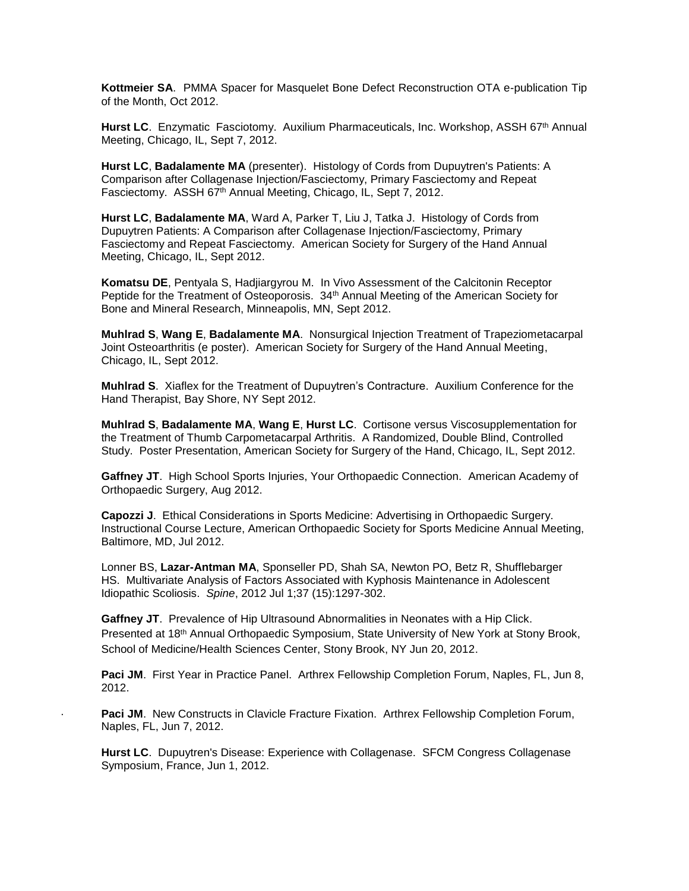**Kottmeier SA**. PMMA Spacer for Masquelet Bone Defect Reconstruction OTA e-publication Tip of the Month, Oct 2012.

**Hurst LC**. Enzymatic Fasciotomy. Auxilium Pharmaceuticals, Inc. Workshop, ASSH 67th Annual Meeting, Chicago, IL, Sept 7, 2012.

**Hurst LC**, **Badalamente MA** (presenter). Histology of Cords from Dupuytren's Patients: A Comparison after Collagenase Injection/Fasciectomy, Primary Fasciectomy and Repeat Fasciectomy. ASSH 67th Annual Meeting, Chicago, IL, Sept 7, 2012.

**Hurst LC**, **Badalamente MA**, Ward A, Parker T, Liu J, Tatka J. Histology of Cords from Dupuytren Patients: A Comparison after Collagenase Injection/Fasciectomy, Primary Fasciectomy and Repeat Fasciectomy. American Society for Surgery of the Hand Annual Meeting, Chicago, IL, Sept 2012.

**Komatsu DE**, Pentyala S, Hadjiargyrou M. In Vivo Assessment of the Calcitonin Receptor Peptide for the Treatment of Osteoporosis. 34th Annual Meeting of the American Society for Bone and Mineral Research, Minneapolis, MN, Sept 2012.

**Muhlrad S**, **Wang E**, **Badalamente MA**. Nonsurgical Injection Treatment of Trapeziometacarpal Joint Osteoarthritis (e poster). American Society for Surgery of the Hand Annual Meeting, Chicago, IL, Sept 2012.

**Muhlrad S**. Xiaflex for the Treatment of Dupuytren's Contracture. Auxilium Conference for the Hand Therapist, Bay Shore, NY Sept 2012.

**Muhlrad S**, **Badalamente MA**, **Wang E**, **Hurst LC**. Cortisone versus Viscosupplementation for the Treatment of Thumb Carpometacarpal Arthritis. A Randomized, Double Blind, Controlled Study. Poster Presentation, American Society for Surgery of the Hand, Chicago, IL, Sept 2012.

**Gaffney JT**. High School Sports Injuries, Your Orthopaedic Connection. American Academy of Orthopaedic Surgery, Aug 2012.

**Capozzi J**. Ethical Considerations in Sports Medicine: Advertising in Orthopaedic Surgery. Instructional Course Lecture, American Orthopaedic Society for Sports Medicine Annual Meeting, Baltimore, MD, Jul 2012.

Lonner BS, **Lazar-Antman MA**, Sponseller PD, Shah SA, Newton PO, Betz R, Shufflebarger HS. Multivariate Analysis of Factors Associated with Kyphosis Maintenance in Adolescent Idiopathic Scoliosis. *Spine*, 2012 Jul 1;37 (15):1297-302.

**Gaffney JT**. Prevalence of Hip Ultrasound Abnormalities in Neonates with a Hip Click. Presented at 18th Annual Orthopaedic Symposium, State University of New York at Stony Brook, School of Medicine/Health Sciences Center, Stony Brook, NY Jun 20, 2012.

**Paci JM**. First Year in Practice Panel. Arthrex Fellowship Completion Forum, Naples, FL, Jun 8, 2012.

**Paci JM**. New Constructs in Clavicle Fracture Fixation. Arthrex Fellowship Completion Forum, Naples, FL, Jun 7, 2012.

**Hurst LC**. Dupuytren's Disease: Experience with Collagenase. SFCM Congress Collagenase Symposium, France, Jun 1, 2012.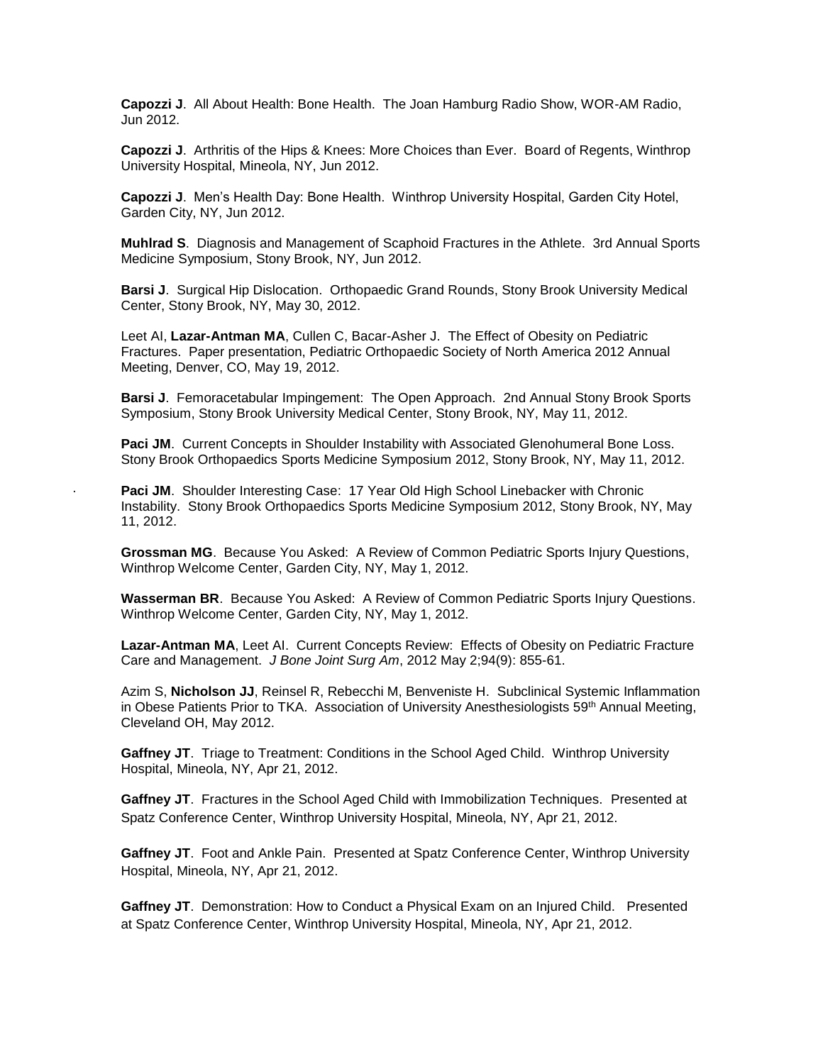**Capozzi J**. All About Health: Bone Health. The Joan Hamburg Radio Show, WOR-AM Radio, Jun 2012.

**Capozzi J**. Arthritis of the Hips & Knees: More Choices than Ever. Board of Regents, Winthrop University Hospital, Mineola, NY, Jun 2012.

**Capozzi J**. Men's Health Day: Bone Health. Winthrop University Hospital, Garden City Hotel, Garden City, NY, Jun 2012.

**Muhlrad S**. Diagnosis and Management of Scaphoid Fractures in the Athlete. 3rd Annual Sports Medicine Symposium, Stony Brook, NY, Jun 2012.

**Barsi J**. Surgical Hip Dislocation. Orthopaedic Grand Rounds, Stony Brook University Medical Center, Stony Brook, NY, May 30, 2012.

Leet AI, **Lazar-Antman MA**, Cullen C, Bacar-Asher J. The Effect of Obesity on Pediatric Fractures. Paper presentation, Pediatric Orthopaedic Society of North America 2012 Annual Meeting, Denver, CO, May 19, 2012.

**Barsi J**. Femoracetabular Impingement: The Open Approach. 2nd Annual Stony Brook Sports Symposium, Stony Brook University Medical Center, Stony Brook, NY, May 11, 2012.

**Paci JM**. Current Concepts in Shoulder Instability with Associated Glenohumeral Bone Loss. Stony Brook Orthopaedics Sports Medicine Symposium 2012, Stony Brook, NY, May 11, 2012.

**Paci JM**. Shoulder Interesting Case: 17 Year Old High School Linebacker with Chronic Instability. Stony Brook Orthopaedics Sports Medicine Symposium 2012, Stony Brook, NY, May 11, 2012.

**Grossman MG**. Because You Asked: A Review of Common Pediatric Sports Injury Questions, Winthrop Welcome Center, Garden City, NY, May 1, 2012.

**Wasserman BR**. Because You Asked: A Review of Common Pediatric Sports Injury Questions. Winthrop Welcome Center, Garden City, NY, May 1, 2012.

**Lazar-Antman MA**, Leet AI. Current Concepts Review: Effects of Obesity on Pediatric Fracture Care and Management. *J Bone Joint Surg Am*, 2012 May 2;94(9): 855-61.

Azim S, **Nicholson JJ**, Reinsel R, Rebecchi M, Benveniste H. Subclinical Systemic Inflammation in Obese Patients Prior to TKA. Association of University Anesthesiologists 59th Annual Meeting, Cleveland OH, May 2012.

**Gaffney JT**. Triage to Treatment: Conditions in the School Aged Child. Winthrop University Hospital, Mineola, NY, Apr 21, 2012.

**Gaffney JT**. Fractures in the School Aged Child with Immobilization Techniques. Presented at Spatz Conference Center, Winthrop University Hospital, Mineola, NY, Apr 21, 2012.

**Gaffney JT**. Foot and Ankle Pain. Presented at Spatz Conference Center, Winthrop University Hospital, Mineola, NY, Apr 21, 2012.

**Gaffney JT**. Demonstration: How to Conduct a Physical Exam on an Injured Child. Presented at Spatz Conference Center, Winthrop University Hospital, Mineola, NY, Apr 21, 2012.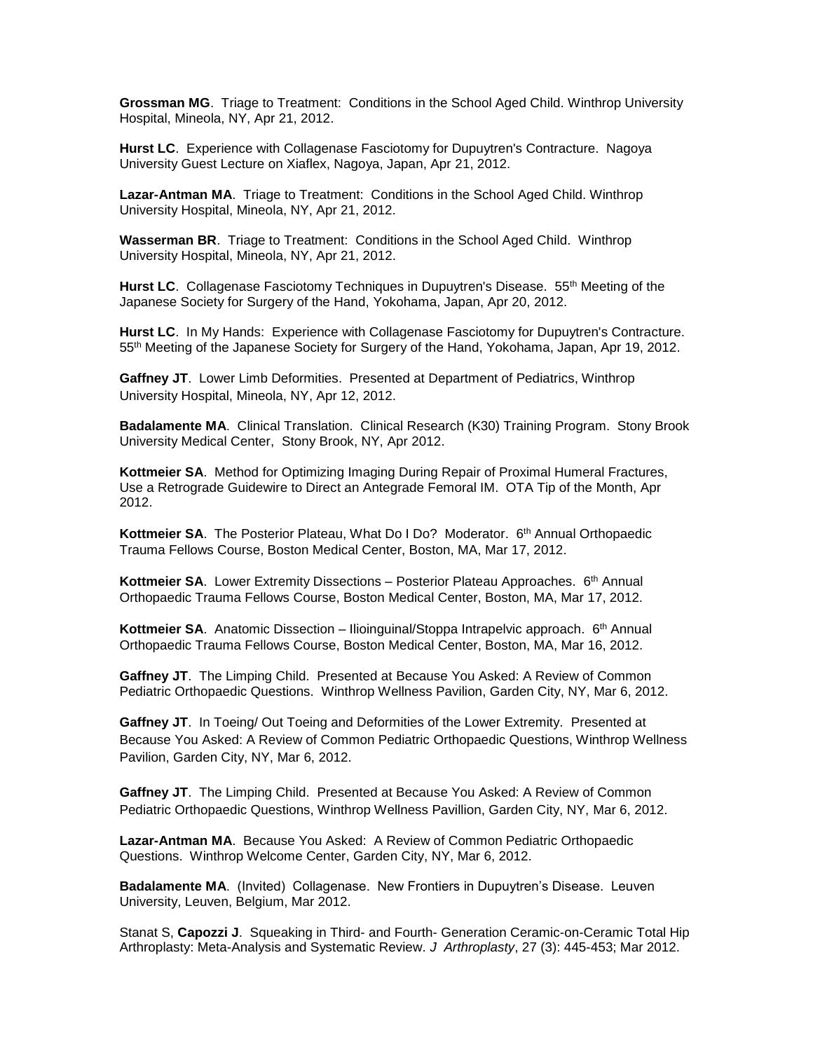**Grossman MG**. Triage to Treatment: Conditions in the School Aged Child. Winthrop University Hospital, Mineola, NY, Apr 21, 2012.

**Hurst LC**. Experience with Collagenase Fasciotomy for Dupuytren's Contracture. Nagoya University Guest Lecture on Xiaflex, Nagoya, Japan, Apr 21, 2012.

**Lazar-Antman MA**. Triage to Treatment: Conditions in the School Aged Child. Winthrop University Hospital, Mineola, NY, Apr 21, 2012.

**Wasserman BR**. Triage to Treatment: Conditions in the School Aged Child. Winthrop University Hospital, Mineola, NY, Apr 21, 2012.

**Hurst LC**. Collagenase Fasciotomy Techniques in Dupuytren's Disease. 55th Meeting of the Japanese Society for Surgery of the Hand, Yokohama, Japan, Apr 20, 2012.

**Hurst LC**. In My Hands: Experience with Collagenase Fasciotomy for Dupuytren's Contracture. 55th Meeting of the Japanese Society for Surgery of the Hand, Yokohama, Japan, Apr 19, 2012.

**Gaffney JT**. Lower Limb Deformities. Presented at Department of Pediatrics, Winthrop University Hospital, Mineola, NY, Apr 12, 2012.

**Badalamente MA**. Clinical Translation. Clinical Research (K30) Training Program. Stony Brook University Medical Center, Stony Brook, NY, Apr 2012.

**Kottmeier SA**. Method for Optimizing Imaging During Repair of Proximal Humeral Fractures, Use a Retrograde Guidewire to Direct an Antegrade Femoral IM. OTA Tip of the Month, Apr 2012.

**Kottmeier SA**. The Posterior Plateau, What Do I Do? Moderator. 6th Annual Orthopaedic Trauma Fellows Course, Boston Medical Center, Boston, MA, Mar 17, 2012.

**Kottmeier SA**. Lower Extremity Dissections – Posterior Plateau Approaches. 6th Annual Orthopaedic Trauma Fellows Course, Boston Medical Center, Boston, MA, Mar 17, 2012.

**Kottmeier SA**. Anatomic Dissection – Ilioinguinal/Stoppa Intrapelvic approach. 6th Annual Orthopaedic Trauma Fellows Course, Boston Medical Center, Boston, MA, Mar 16, 2012.

**Gaffney JT**. The Limping Child. Presented at Because You Asked: A Review of Common Pediatric Orthopaedic Questions. Winthrop Wellness Pavilion, Garden City, NY, Mar 6, 2012.

**Gaffney JT**. In Toeing/ Out Toeing and Deformities of the Lower Extremity. Presented at Because You Asked: A Review of Common Pediatric Orthopaedic Questions, Winthrop Wellness Pavilion, Garden City, NY, Mar 6, 2012.

**Gaffney JT**. The Limping Child. Presented at Because You Asked: A Review of Common Pediatric Orthopaedic Questions, Winthrop Wellness Pavillion, Garden City, NY, Mar 6, 2012.

**Lazar-Antman MA**. Because You Asked: A Review of Common Pediatric Orthopaedic Questions. Winthrop Welcome Center, Garden City, NY, Mar 6, 2012.

**Badalamente MA**. (Invited) Collagenase. New Frontiers in Dupuytren's Disease. Leuven University, Leuven, Belgium, Mar 2012.

Stanat S, **Capozzi J**. Squeaking in Third- and Fourth- Generation Ceramic-on-Ceramic Total Hip Arthroplasty: Meta-Analysis and Systematic Review. *J Arthroplasty*, 27 (3): 445-453; Mar 2012.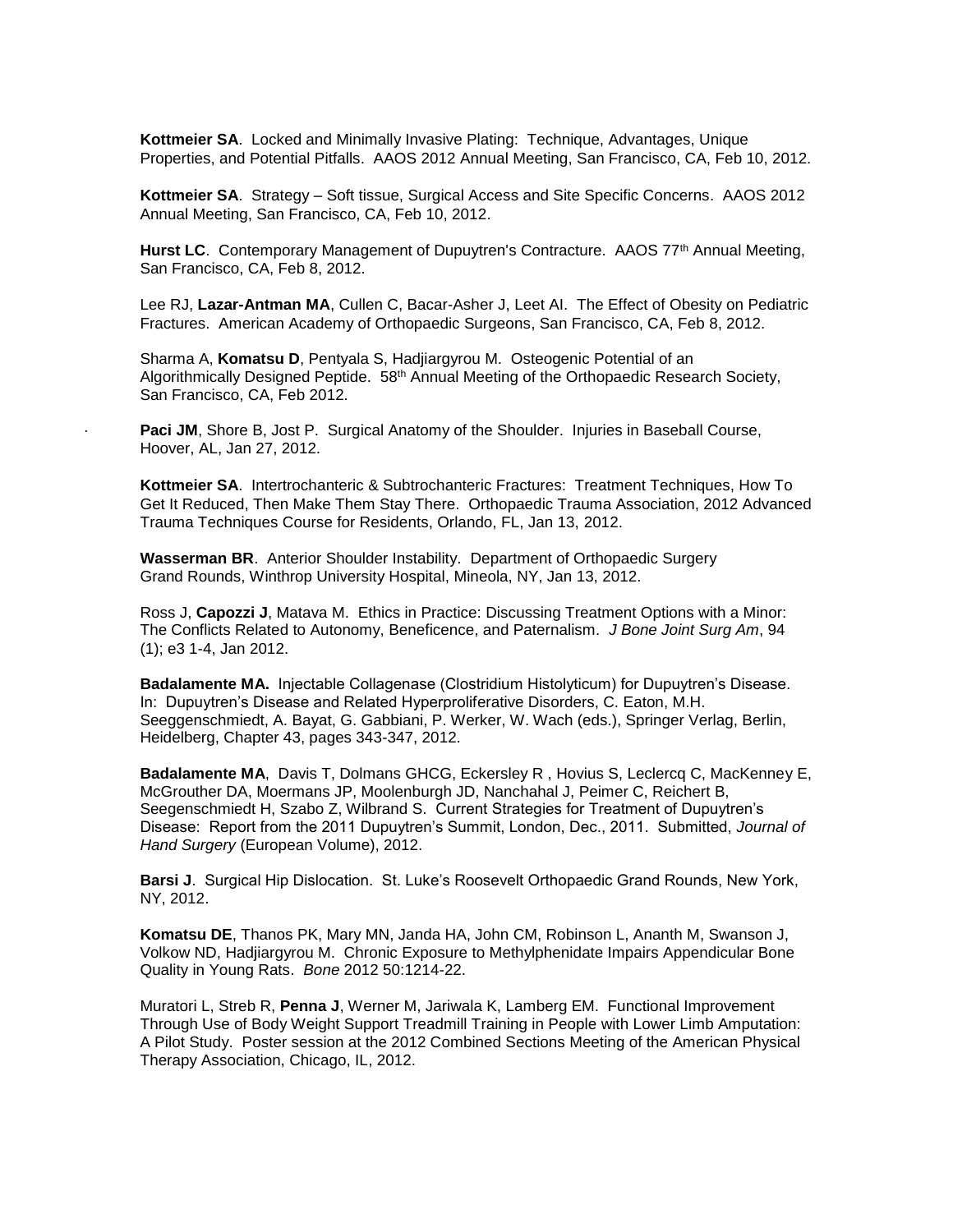**Kottmeier SA**. Locked and Minimally Invasive Plating: Technique, Advantages, Unique Properties, and Potential Pitfalls. AAOS 2012 Annual Meeting, San Francisco, CA, Feb 10, 2012.

**Kottmeier SA**. Strategy – Soft tissue, Surgical Access and Site Specific Concerns. AAOS 2012 Annual Meeting, San Francisco, CA, Feb 10, 2012.

**Hurst LC**. Contemporary Management of Dupuytren's Contracture. AAOS 77th Annual Meeting, San Francisco, CA, Feb 8, 2012.

Lee RJ, **Lazar-Antman MA**, Cullen C, Bacar-Asher J, Leet AI. The Effect of Obesity on Pediatric Fractures. American Academy of Orthopaedic Surgeons, San Francisco, CA, Feb 8, 2012.

Sharma A, **Komatsu D**, Pentyala S, Hadjiargyrou M. Osteogenic Potential of an Algorithmically Designed Peptide. 58th Annual Meeting of the Orthopaedic Research Society, San Francisco, CA, Feb 2012.

**Paci JM**, Shore B, Jost P. Surgical Anatomy of the Shoulder. Injuries in Baseball Course, Hoover, AL, Jan 27, 2012.

**Kottmeier SA**. Intertrochanteric & Subtrochanteric Fractures: Treatment Techniques, How To Get It Reduced, Then Make Them Stay There. Orthopaedic Trauma Association, 2012 Advanced Trauma Techniques Course for Residents, Orlando, FL, Jan 13, 2012.

**Wasserman BR**. Anterior Shoulder Instability. Department of Orthopaedic Surgery Grand Rounds, Winthrop University Hospital, Mineola, NY, Jan 13, 2012.

Ross J, **Capozzi J**, Matava M. Ethics in Practice: Discussing Treatment Options with a Minor: The Conflicts Related to Autonomy, Beneficence, and Paternalism. *J Bone Joint Surg Am*, 94 (1); e3 1-4, Jan 2012.

**Badalamente MA.** Injectable Collagenase (Clostridium Histolyticum) for Dupuytren's Disease. In: Dupuytren's Disease and Related Hyperproliferative Disorders, C. Eaton, M.H. Seeggenschmiedt, A. Bayat, G. Gabbiani, P. Werker, W. Wach (eds.), Springer Verlag, Berlin, Heidelberg, Chapter 43, pages 343-347, 2012.

**Badalamente MA**, Davis T, Dolmans GHCG, Eckersley R , Hovius S, Leclercq C, MacKenney E, McGrouther DA, Moermans JP, Moolenburgh JD, Nanchahal J, Peimer C, Reichert B, Seegenschmiedt H, Szabo Z, Wilbrand S. Current Strategies for Treatment of Dupuytren's Disease: Report from the 2011 Dupuytren's Summit, London, Dec., 2011. Submitted, *Journal of Hand Surgery* (European Volume), 2012.

**Barsi J**. Surgical Hip Dislocation. St. Luke's Roosevelt Orthopaedic Grand Rounds, New York, NY, 2012.

**Komatsu DE**, Thanos PK, Mary MN, Janda HA, John CM, Robinson L, Ananth M, Swanson J, Volkow ND, Hadjiargyrou M. Chronic Exposure to Methylphenidate Impairs Appendicular Bone Quality in Young Rats. *Bone* 2012 50:1214-22.

Muratori L, Streb R, **Penna J**, Werner M, Jariwala K, Lamberg EM. Functional Improvement Through Use of Body Weight Support Treadmill Training in People with Lower Limb Amputation: A Pilot Study. Poster session at the 2012 Combined Sections Meeting of the American Physical Therapy Association, Chicago, IL, 2012.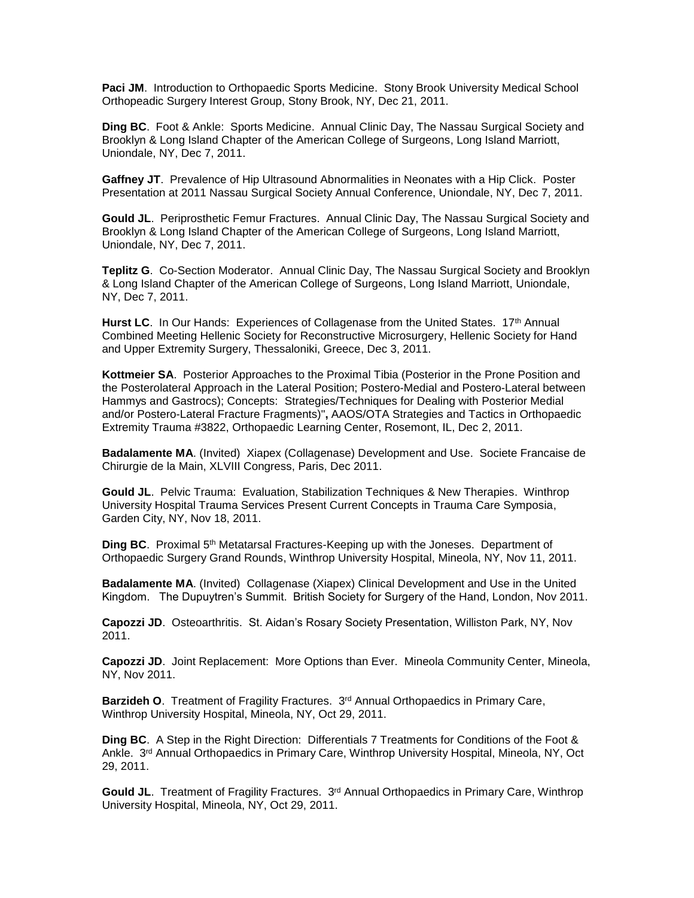**Paci JM**. Introduction to Orthopaedic Sports Medicine. Stony Brook University Medical School Orthopeadic Surgery Interest Group, Stony Brook, NY, Dec 21, 2011.

**Ding BC**. Foot & Ankle: Sports Medicine. Annual Clinic Day, The Nassau Surgical Society and Brooklyn & Long Island Chapter of the American College of Surgeons, Long Island Marriott, Uniondale, NY, Dec 7, 2011.

**Gaffney JT**. Prevalence of Hip Ultrasound Abnormalities in Neonates with a Hip Click. Poster Presentation at 2011 Nassau Surgical Society Annual Conference, Uniondale, NY, Dec 7, 2011.

**Gould JL**. Periprosthetic Femur Fractures. Annual Clinic Day, The Nassau Surgical Society and Brooklyn & Long Island Chapter of the American College of Surgeons, Long Island Marriott, Uniondale, NY, Dec 7, 2011.

**Teplitz G**. Co-Section Moderator. Annual Clinic Day, The Nassau Surgical Society and Brooklyn & Long Island Chapter of the American College of Surgeons, Long Island Marriott, Uniondale, NY, Dec 7, 2011.

**Hurst LC**. In Our Hands: Experiences of Collagenase from the United States. 17th Annual Combined Meeting Hellenic Society for Reconstructive Microsurgery, Hellenic Society for Hand and Upper Extremity Surgery, Thessaloniki, Greece, Dec 3, 2011.

**Kottmeier SA**. Posterior Approaches to the Proximal Tibia (Posterior in the Prone Position and the Posterolateral Approach in the Lateral Position; Postero-Medial and Postero-Lateral between Hammys and Gastrocs); Concepts: Strategies/Techniques for Dealing with Posterior Medial and/or Postero-Lateral Fracture Fragments)"**,** AAOS/OTA Strategies and Tactics in Orthopaedic Extremity Trauma #3822, Orthopaedic Learning Center, Rosemont, IL, Dec 2, 2011.

**Badalamente MA**. (Invited) Xiapex (Collagenase) Development and Use. Societe Francaise de Chirurgie de la Main, XLVIII Congress, Paris, Dec 2011.

**Gould JL**. Pelvic Trauma: Evaluation, Stabilization Techniques & New Therapies. Winthrop University Hospital Trauma Services Present Current Concepts in Trauma Care Symposia, Garden City, NY, Nov 18, 2011.

**Ding BC**. Proximal 5th Metatarsal Fractures-Keeping up with the Joneses. Department of Orthopaedic Surgery Grand Rounds, Winthrop University Hospital, Mineola, NY, Nov 11, 2011.

**Badalamente MA**. (Invited) Collagenase (Xiapex) Clinical Development and Use in the United Kingdom. The Dupuytren's Summit. British Society for Surgery of the Hand, London, Nov 2011.

**Capozzi JD**. Osteoarthritis. St. Aidan's Rosary Society Presentation, Williston Park, NY, Nov 2011.

**Capozzi JD**. Joint Replacement: More Options than Ever. Mineola Community Center, Mineola, NY, Nov 2011.

**Barzideh O**. Treatment of Fragility Fractures. 3rd Annual Orthopaedics in Primary Care, Winthrop University Hospital, Mineola, NY, Oct 29, 2011.

**Ding BC**. A Step in the Right Direction: Differentials 7 Treatments for Conditions of the Foot & Ankle. 3rd Annual Orthopaedics in Primary Care, Winthrop University Hospital, Mineola, NY, Oct 29, 2011.

**Gould JL**. Treatment of Fragility Fractures. 3rd Annual Orthopaedics in Primary Care, Winthrop University Hospital, Mineola, NY, Oct 29, 2011.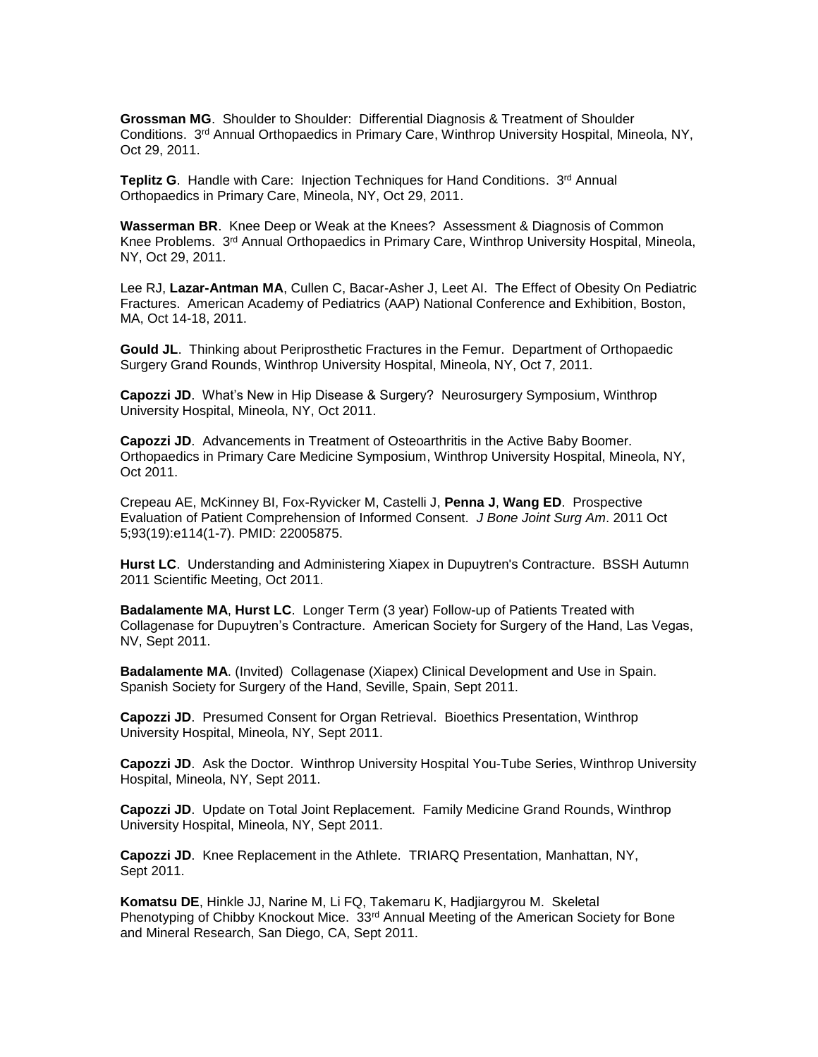**Grossman MG**. Shoulder to Shoulder: Differential Diagnosis & Treatment of Shoulder Conditions. 3rd Annual Orthopaedics in Primary Care, Winthrop University Hospital, Mineola, NY, Oct 29, 2011.

**Teplitz G**. Handle with Care: Injection Techniques for Hand Conditions. 3rd Annual Orthopaedics in Primary Care, Mineola, NY, Oct 29, 2011.

**Wasserman BR**. Knee Deep or Weak at the Knees? Assessment & Diagnosis of Common Knee Problems. 3rd Annual Orthopaedics in Primary Care, Winthrop University Hospital, Mineola, NY, Oct 29, 2011.

Lee RJ, **Lazar-Antman MA**, Cullen C, Bacar-Asher J, Leet AI. The Effect of Obesity On Pediatric Fractures. American Academy of Pediatrics (AAP) National Conference and Exhibition, Boston, MA, Oct 14-18, 2011.

**Gould JL**. Thinking about Periprosthetic Fractures in the Femur. Department of Orthopaedic Surgery Grand Rounds, Winthrop University Hospital, Mineola, NY, Oct 7, 2011.

**Capozzi JD**. What's New in Hip Disease & Surgery? Neurosurgery Symposium, Winthrop University Hospital, Mineola, NY, Oct 2011.

**Capozzi JD**. Advancements in Treatment of Osteoarthritis in the Active Baby Boomer. Orthopaedics in Primary Care Medicine Symposium, Winthrop University Hospital, Mineola, NY, Oct 2011.

Crepeau AE, McKinney BI, Fox-Ryvicker M, Castelli J, **Penna J**, **Wang ED**. Prospective Evaluation of Patient Comprehension of Informed Consent. *J Bone Joint Surg Am*. 2011 Oct 5;93(19):e114(1-7). PMID: 22005875.

**Hurst LC**. Understanding and Administering Xiapex in Dupuytren's Contracture. BSSH Autumn 2011 Scientific Meeting, Oct 2011.

**Badalamente MA**, **Hurst LC**. Longer Term (3 year) Follow-up of Patients Treated with Collagenase for Dupuytren's Contracture. American Society for Surgery of the Hand, Las Vegas, NV, Sept 2011.

**Badalamente MA**. (Invited) Collagenase (Xiapex) Clinical Development and Use in Spain. Spanish Society for Surgery of the Hand, Seville, Spain, Sept 2011.

**Capozzi JD**. Presumed Consent for Organ Retrieval. Bioethics Presentation, Winthrop University Hospital, Mineola, NY, Sept 2011.

**Capozzi JD**. Ask the Doctor. Winthrop University Hospital You-Tube Series, Winthrop University Hospital, Mineola, NY, Sept 2011.

**Capozzi JD**. Update on Total Joint Replacement. Family Medicine Grand Rounds, Winthrop University Hospital, Mineola, NY, Sept 2011.

**Capozzi JD**. Knee Replacement in the Athlete. TRIARQ Presentation, Manhattan, NY, Sept 2011.

**Komatsu DE**, Hinkle JJ, Narine M, Li FQ, Takemaru K, Hadjiargyrou M. Skeletal Phenotyping of Chibby Knockout Mice. 33rd Annual Meeting of the American Society for Bone and Mineral Research, San Diego, CA, Sept 2011.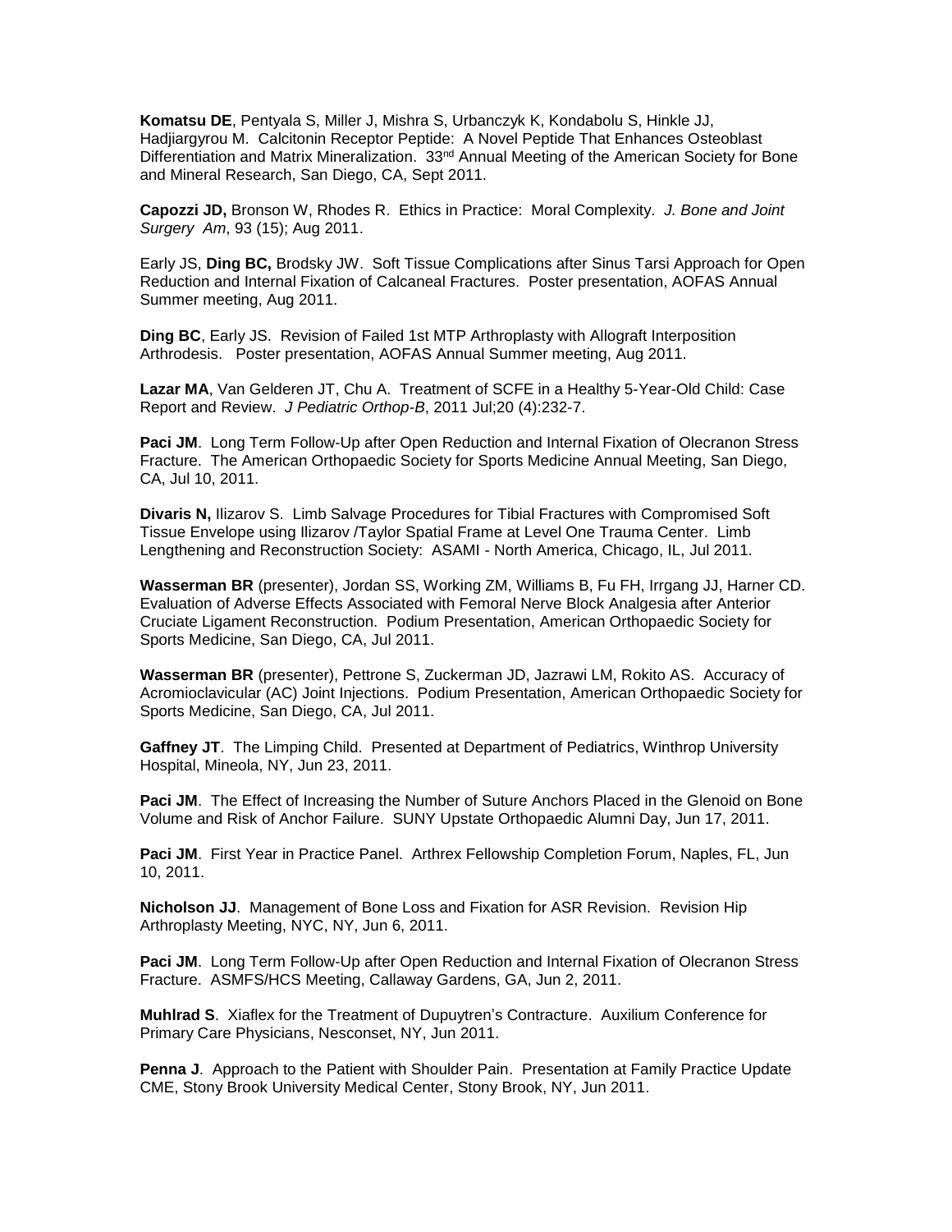**Komatsu DE**, Pentyala S, Miller J, Mishra S, Urbanczyk K, Kondabolu S, Hinkle JJ, Hadjiargyrou M. Calcitonin Receptor Peptide: A Novel Peptide That Enhances Osteoblast Differentiation and Matrix Mineralization. 33rd Annual Meeting of the American Society for Bone and Mineral Research, San Diego, CA, Sept 2011.

**Capozzi JD,** Bronson W, Rhodes R. Ethics in Practice: Moral Complexity. *J. Bone and Joint Surgery Am*, 93 (15); Aug 2011.

Early JS, **Ding BC,** Brodsky JW. Soft Tissue Complications after Sinus Tarsi Approach for Open Reduction and Internal Fixation of Calcaneal Fractures. Poster presentation, AOFAS Annual Summer meeting, Aug 2011.

**Ding BC**, Early JS. Revision of Failed 1st MTP Arthroplasty with Allograft Interposition Arthrodesis. Poster presentation, AOFAS Annual Summer meeting, Aug 2011.

**Lazar MA**, Van Gelderen JT, Chu A. Treatment of SCFE in a Healthy 5-Year-Old Child: Case Report and Review. *J Pediatric Orthop-B*, 2011 Jul;20 (4):232-7.

**Paci JM**. Long Term Follow-Up after Open Reduction and Internal Fixation of Olecranon Stress Fracture. The American Orthopaedic Society for Sports Medicine Annual Meeting, San Diego, CA, Jul 10, 2011.

**Divaris N,** Ilizarov S. Limb Salvage Procedures for Tibial Fractures with Compromised Soft Tissue Envelope using Ilizarov /Taylor Spatial Frame at Level One Trauma Center. Limb Lengthening and Reconstruction Society: ASAMI - North America, Chicago, IL, Jul 2011.

**Wasserman BR** (presenter), Jordan SS, Working ZM, Williams B, Fu FH, Irrgang JJ, Harner CD. Evaluation of Adverse Effects Associated with Femoral Nerve Block Analgesia after Anterior Cruciate Ligament Reconstruction. Podium Presentation, American Orthopaedic Society for Sports Medicine, San Diego, CA, Jul 2011.

**Wasserman BR** (presenter), Pettrone S, Zuckerman JD, Jazrawi LM, Rokito AS. Accuracy of Acromioclavicular (AC) Joint Injections. Podium Presentation, American Orthopaedic Society for Sports Medicine, San Diego, CA, Jul 2011.

**Gaffney JT**. The Limping Child. Presented at Department of Pediatrics, Winthrop University Hospital, Mineola, NY, Jun 23, 2011.

**Paci JM**. The Effect of Increasing the Number of Suture Anchors Placed in the Glenoid on Bone Volume and Risk of Anchor Failure. SUNY Upstate Orthopaedic Alumni Day, Jun 17, 2011.

**Paci JM**. First Year in Practice Panel. Arthrex Fellowship Completion Forum, Naples, FL, Jun 10, 2011.

**Nicholson JJ**. Management of Bone Loss and Fixation for ASR Revision. Revision Hip Arthroplasty Meeting, NYC, NY, Jun 6, 2011.

**Paci JM**. Long Term Follow-Up after Open Reduction and Internal Fixation of Olecranon Stress Fracture. ASMFS/HCS Meeting, Callaway Gardens, GA, Jun 2, 2011.

**Muhlrad S**. Xiaflex for the Treatment of Dupuytren's Contracture. Auxilium Conference for Primary Care Physicians, Nesconset, NY, Jun 2011.

**Penna J**. Approach to the Patient with Shoulder Pain. Presentation at Family Practice Update CME, Stony Brook University Medical Center, Stony Brook, NY, Jun 2011.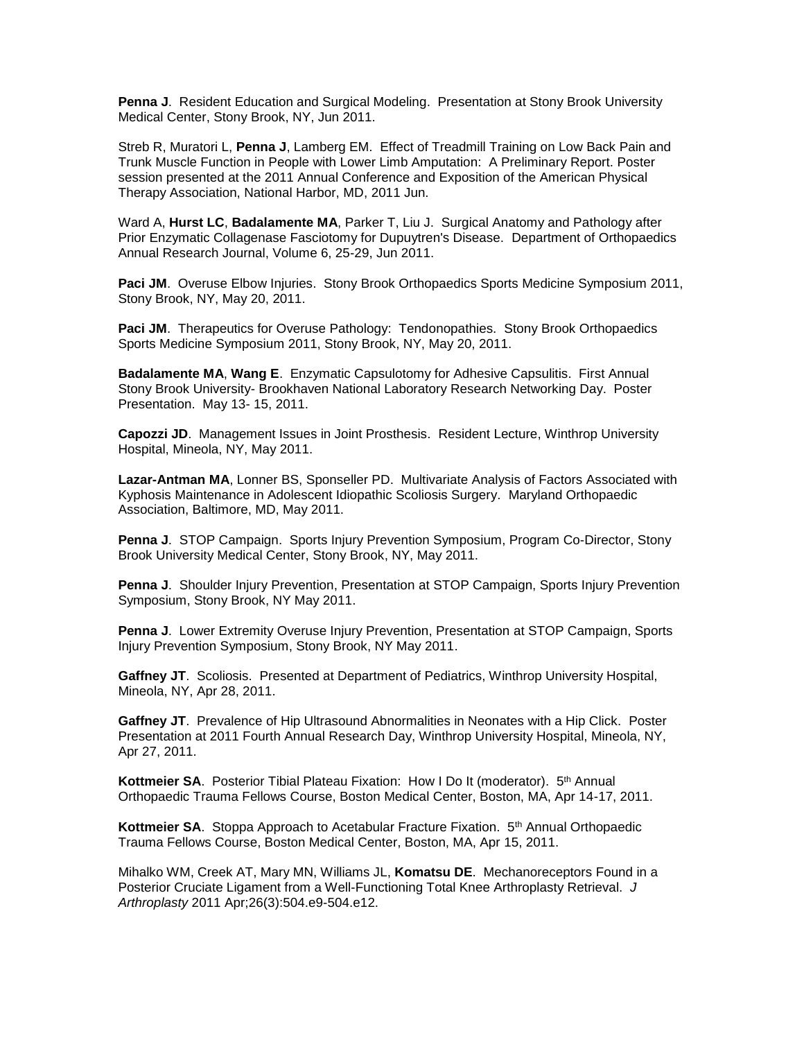**Penna J**. Resident Education and Surgical Modeling. Presentation at Stony Brook University Medical Center, Stony Brook, NY, Jun 2011.

Streb R, Muratori L, **Penna J**, Lamberg EM. Effect of Treadmill Training on Low Back Pain and Trunk Muscle Function in People with Lower Limb Amputation: A Preliminary Report. Poster session presented at the 2011 Annual Conference and Exposition of the American Physical Therapy Association, National Harbor, MD, 2011 Jun.

Ward A, **Hurst LC**, **Badalamente MA**, Parker T, Liu J. Surgical Anatomy and Pathology after Prior Enzymatic Collagenase Fasciotomy for Dupuytren's Disease. Department of Orthopaedics Annual Research Journal, Volume 6, 25-29, Jun 2011.

**Paci JM**. Overuse Elbow Injuries. Stony Brook Orthopaedics Sports Medicine Symposium 2011, Stony Brook, NY, May 20, 2011.

**Paci JM**. Therapeutics for Overuse Pathology: Tendonopathies. Stony Brook Orthopaedics Sports Medicine Symposium 2011, Stony Brook, NY, May 20, 2011.

**Badalamente MA**, **Wang E**. Enzymatic Capsulotomy for Adhesive Capsulitis. First Annual Stony Brook University- Brookhaven National Laboratory Research Networking Day. Poster Presentation. May 13- 15, 2011.

**Capozzi JD**. Management Issues in Joint Prosthesis. Resident Lecture, Winthrop University Hospital, Mineola, NY, May 2011.

**Lazar-Antman MA**, Lonner BS, Sponseller PD. Multivariate Analysis of Factors Associated with Kyphosis Maintenance in Adolescent Idiopathic Scoliosis Surgery. Maryland Orthopaedic Association, Baltimore, MD, May 2011.

**Penna J**. STOP Campaign. Sports Injury Prevention Symposium, Program Co-Director, Stony Brook University Medical Center, Stony Brook, NY, May 2011.

**Penna J**. Shoulder Injury Prevention, Presentation at STOP Campaign, Sports Injury Prevention Symposium, Stony Brook, NY May 2011.

**Penna J**. Lower Extremity Overuse Injury Prevention, Presentation at STOP Campaign, Sports Injury Prevention Symposium, Stony Brook, NY May 2011.

**Gaffney JT**. Scoliosis. Presented at Department of Pediatrics, Winthrop University Hospital, Mineola, NY, Apr 28, 2011.

**Gaffney JT**. Prevalence of Hip Ultrasound Abnormalities in Neonates with a Hip Click. Poster Presentation at 2011 Fourth Annual Research Day, Winthrop University Hospital, Mineola, NY, Apr 27, 2011.

**Kottmeier SA**. Posterior Tibial Plateau Fixation: How I Do It (moderator). 5th Annual Orthopaedic Trauma Fellows Course, Boston Medical Center, Boston, MA, Apr 14-17, 2011.

**Kottmeier SA**. Stoppa Approach to Acetabular Fracture Fixation. 5th Annual Orthopaedic Trauma Fellows Course, Boston Medical Center, Boston, MA, Apr 15, 2011.

Mihalko WM, Creek AT, Mary MN, Williams JL, **Komatsu DE**. Mechanoreceptors Found in a Posterior Cruciate Ligament from a Well-Functioning Total Knee Arthroplasty Retrieval. *J Arthroplasty* 2011 Apr;26(3):504.e9-504.e12.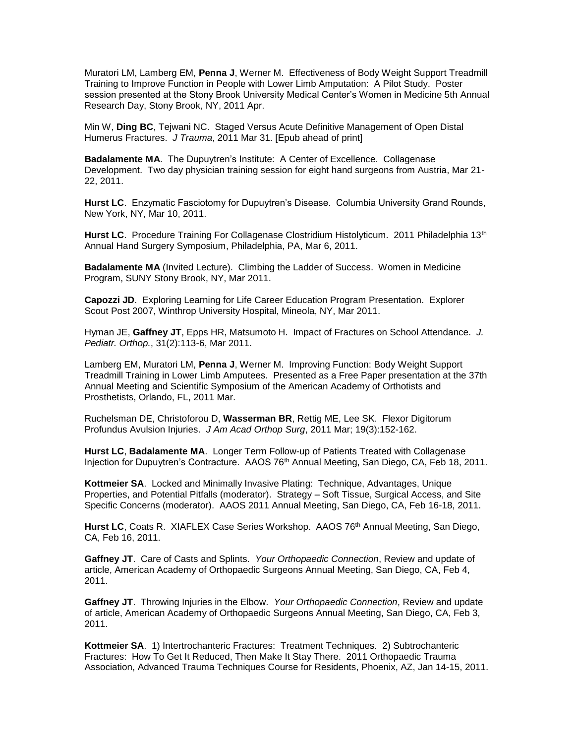Muratori LM, Lamberg EM, **Penna J**, Werner M. Effectiveness of Body Weight Support Treadmill Training to Improve Function in People with Lower Limb Amputation: A Pilot Study. Poster session presented at the Stony Brook University Medical Center's Women in Medicine 5th Annual Research Day, Stony Brook, NY, 2011 Apr.

Min W, **Ding BC**, Tejwani NC. Staged Versus Acute Definitive Management of Open Distal Humerus Fractures. *J Trauma*, 2011 Mar 31. [Epub ahead of print]

**Badalamente MA**. The Dupuytren's Institute: A Center of Excellence. Collagenase Development. Two day physician training session for eight hand surgeons from Austria, Mar 21-22, 2011.

**Hurst LC**. Enzymatic Fasciotomy for Dupuytren's Disease. Columbia University Grand Rounds, New York, NY, Mar 10, 2011.

**Hurst LC**. Procedure Training For Collagenase Clostridium Histolyticum. 2011 Philadelphia 13th Annual Hand Surgery Symposium, Philadelphia, PA, Mar 6, 2011.

**Badalamente MA** (Invited Lecture). Climbing the Ladder of Success. Women in Medicine Program, SUNY Stony Brook, NY, Mar 2011.

**Capozzi JD**. Exploring Learning for Life Career Education Program Presentation. Explorer Scout Post 2007, Winthrop University Hospital, Mineola, NY, Mar 2011.

Hyman JE, **Gaffney JT**, Epps HR, Matsumoto H. Impact of Fractures on School Attendance. *J. Pediatr. Orthop.*, 31(2):113-6, Mar 2011.

Lamberg EM, Muratori LM, **Penna J**, Werner M. Improving Function: Body Weight Support Treadmill Training in Lower Limb Amputees. Presented as a Free Paper presentation at the 37th Annual Meeting and Scientific Symposium of the American Academy of Orthotists and Prosthetists, Orlando, FL, 2011 Mar.

Ruchelsman DE, Christoforou D, **Wasserman BR**, Rettig ME, Lee SK. Flexor Digitorum Profundus Avulsion Injuries. *J Am Acad Orthop Surg*, 2011 Mar; 19(3):152-162.

**Hurst LC**, **Badalamente MA**. Longer Term Follow-up of Patients Treated with Collagenase Injection for Dupuytren's Contracture. AAOS 76th Annual Meeting, San Diego, CA, Feb 18, 2011.

**Kottmeier SA**. Locked and Minimally Invasive Plating: Technique, Advantages, Unique Properties, and Potential Pitfalls (moderator). Strategy – Soft Tissue, Surgical Access, and Site Specific Concerns (moderator). AAOS 2011 Annual Meeting, San Diego, CA, Feb 16-18, 2011.

**Hurst LC**, Coats R. XIAFLEX Case Series Workshop. AAOS 76th Annual Meeting, San Diego, CA, Feb 16, 2011.

**Gaffney JT**. Care of Casts and Splints. *Your Orthopaedic Connection*, Review and update of article, American Academy of Orthopaedic Surgeons Annual Meeting, San Diego, CA, Feb 4, 2011.

**Gaffney JT**. Throwing Injuries in the Elbow. *Your Orthopaedic Connection*, Review and update of article, American Academy of Orthopaedic Surgeons Annual Meeting, San Diego, CA, Feb 3, 2011.

**Kottmeier SA**. 1) Intertrochanteric Fractures: Treatment Techniques. 2) Subtrochanteric Fractures: How To Get It Reduced, Then Make It Stay There. 2011 Orthopaedic Trauma Association, Advanced Trauma Techniques Course for Residents, Phoenix, AZ, Jan 14-15, 2011.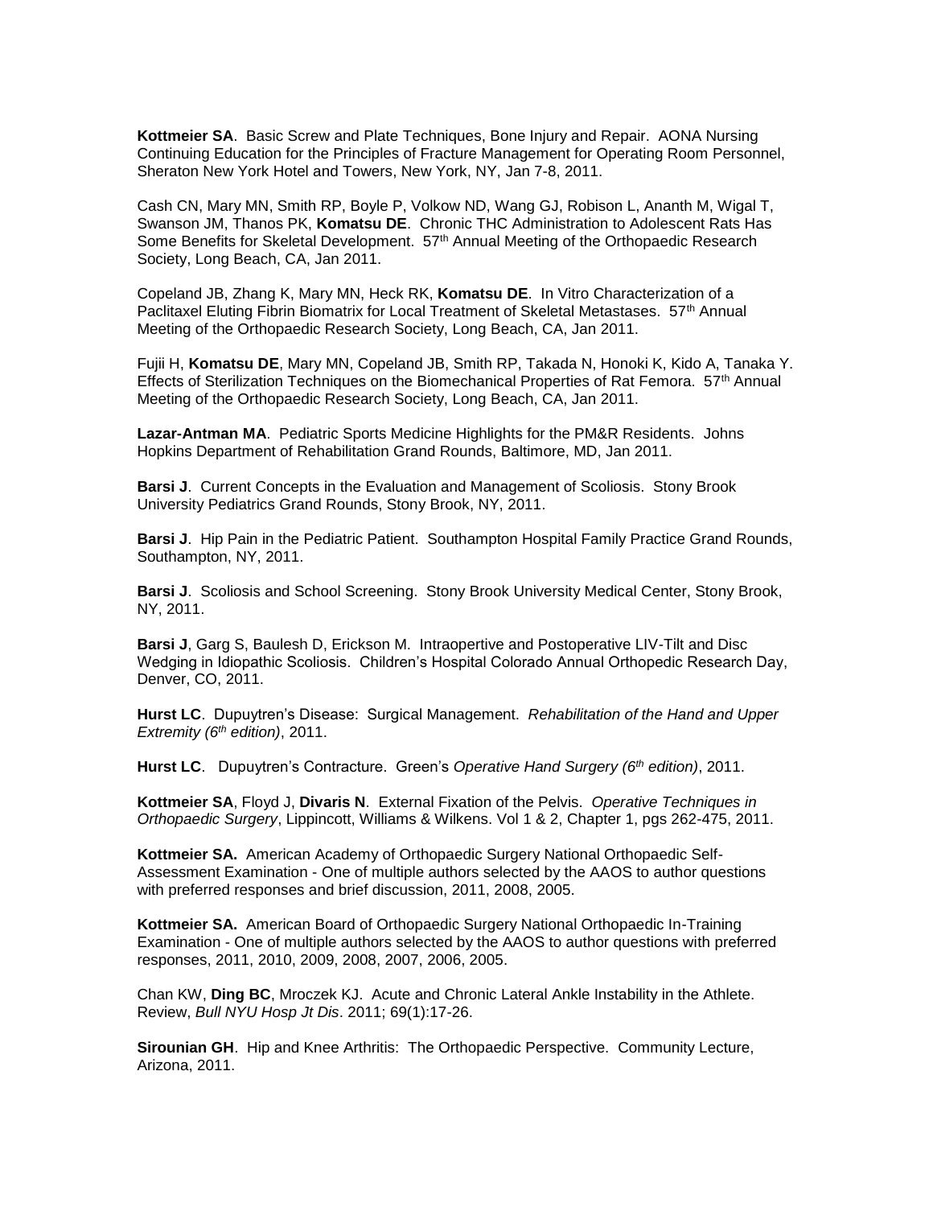**Kottmeier SA**. Basic Screw and Plate Techniques, Bone Injury and Repair. AONA Nursing Continuing Education for the Principles of Fracture Management for Operating Room Personnel, Sheraton New York Hotel and Towers, New York, NY, Jan 7-8, 2011.

Cash CN, Mary MN, Smith RP, Boyle P, Volkow ND, Wang GJ, Robison L, Ananth M, Wigal T, Swanson JM, Thanos PK, **Komatsu DE**. Chronic THC Administration to Adolescent Rats Has Some Benefits for Skeletal Development. 57th Annual Meeting of the Orthopaedic Research Society, Long Beach, CA, Jan 2011.

Copeland JB, Zhang K, Mary MN, Heck RK, **Komatsu DE**. In Vitro Characterization of a Paclitaxel Eluting Fibrin Biomatrix for Local Treatment of Skeletal Metastases. 57th Annual Meeting of the Orthopaedic Research Society, Long Beach, CA, Jan 2011.

Fujii H, **Komatsu DE**, Mary MN, Copeland JB, Smith RP, Takada N, Honoki K, Kido A, Tanaka Y. Effects of Sterilization Techniques on the Biomechanical Properties of Rat Femora. 57th Annual Meeting of the Orthopaedic Research Society, Long Beach, CA, Jan 2011.

**Lazar-Antman MA**. Pediatric Sports Medicine Highlights for the PM&R Residents. Johns Hopkins Department of Rehabilitation Grand Rounds, Baltimore, MD, Jan 2011.

**Barsi J**. Current Concepts in the Evaluation and Management of Scoliosis. Stony Brook University Pediatrics Grand Rounds, Stony Brook, NY, 2011.

**Barsi J**. Hip Pain in the Pediatric Patient. Southampton Hospital Family Practice Grand Rounds, Southampton, NY, 2011.

**Barsi J**. Scoliosis and School Screening. Stony Brook University Medical Center, Stony Brook, NY, 2011.

**Barsi J**, Garg S, Baulesh D, Erickson M. Intraopertive and Postoperative LIV-Tilt and Disc Wedging in Idiopathic Scoliosis. Children's Hospital Colorado Annual Orthopedic Research Day, Denver, CO, 2011.

**Hurst LC**. Dupuytren's Disease: Surgical Management. *Rehabilitation of the Hand and Upper Extremity (6th edition)*, 2011.

**Hurst LC**. Dupuytren's Contracture. Green's *Operative Hand Surgery (6th edition)*, 2011.

**Kottmeier SA**, Floyd J, **Divaris N**. External Fixation of the Pelvis. *Operative Techniques in Orthopaedic Surgery*, Lippincott, Williams & Wilkens. Vol 1 & 2, Chapter 1, pgs 262-475, 2011.

**Kottmeier SA.** American Academy of Orthopaedic Surgery National Orthopaedic Self-Assessment Examination - One of multiple authors selected by the AAOS to author questions with preferred responses and brief discussion, 2011, 2008, 2005.

**Kottmeier SA.** American Board of Orthopaedic Surgery National Orthopaedic In-Training Examination - One of multiple authors selected by the AAOS to author questions with preferred responses, 2011, 2010, 2009, 2008, 2007, 2006, 2005.

Chan KW, **Ding BC**, Mroczek KJ. Acute and Chronic Lateral Ankle Instability in the Athlete. Review, *Bull NYU Hosp Jt Dis*. 2011; 69(1):17-26.

**Sirounian GH**. Hip and Knee Arthritis: The Orthopaedic Perspective. Community Lecture, Arizona, 2011.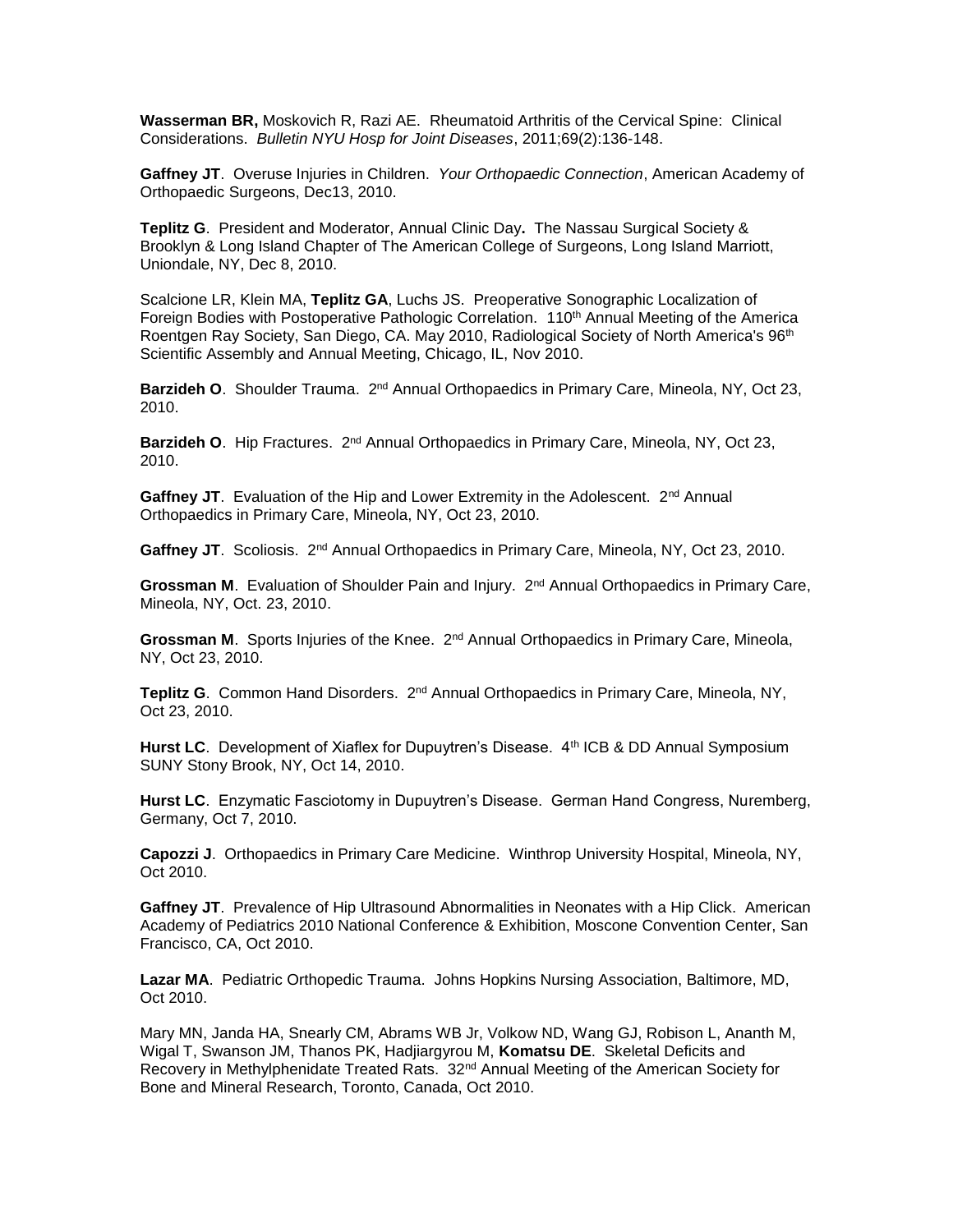**Wasserman BR,** Moskovich R, Razi AE. Rheumatoid Arthritis of the Cervical Spine: Clinical Considerations. *Bulletin NYU Hosp for Joint Diseases*, 2011;69(2):136-148.

**Gaffney JT**. Overuse Injuries in Children. *Your Orthopaedic Connection*, American Academy of Orthopaedic Surgeons, Dec13, 2010.

**Teplitz G**. President and Moderator, Annual Clinic Day**.** The Nassau Surgical Society & Brooklyn & Long Island Chapter of The American College of Surgeons, Long Island Marriott, Uniondale, NY, Dec 8, 2010.

Scalcione LR, Klein MA, **Teplitz GA**, Luchs JS. Preoperative Sonographic Localization of Foreign Bodies with Postoperative Pathologic Correlation. 110th Annual Meeting of the America Roentgen Ray Society, San Diego, CA. May 2010, Radiological Society of North America's 96th Scientific Assembly and Annual Meeting, Chicago, IL, Nov 2010.

**Barzideh O**. Shoulder Trauma. 2nd Annual Orthopaedics in Primary Care, Mineola, NY, Oct 23, 2010.

**Barzideh O**. Hip Fractures. 2nd Annual Orthopaedics in Primary Care, Mineola, NY, Oct 23, 2010.

**Gaffney JT**. Evaluation of the Hip and Lower Extremity in the Adolescent. 2nd Annual Orthopaedics in Primary Care, Mineola, NY, Oct 23, 2010.

**Gaffney JT**. Scoliosis. 2nd Annual Orthopaedics in Primary Care, Mineola, NY, Oct 23, 2010.

**Grossman M**. Evaluation of Shoulder Pain and Injury. 2nd Annual Orthopaedics in Primary Care, Mineola, NY, Oct. 23, 2010.

**Grossman M**. Sports Injuries of the Knee. 2nd Annual Orthopaedics in Primary Care, Mineola, NY, Oct 23, 2010.

**Teplitz G**. Common Hand Disorders. 2nd Annual Orthopaedics in Primary Care, Mineola, NY, Oct 23, 2010.

**Hurst LC**. Development of Xiaflex for Dupuytren's Disease. 4th ICB & DD Annual Symposium SUNY Stony Brook, NY, Oct 14, 2010.

**Hurst LC**. Enzymatic Fasciotomy in Dupuytren's Disease. German Hand Congress, Nuremberg, Germany, Oct 7, 2010.

**Capozzi J**. Orthopaedics in Primary Care Medicine. Winthrop University Hospital, Mineola, NY, Oct 2010.

**Gaffney JT**. Prevalence of Hip Ultrasound Abnormalities in Neonates with a Hip Click. American Academy of Pediatrics 2010 National Conference & Exhibition, Moscone Convention Center, San Francisco, CA, Oct 2010.

**Lazar MA**. Pediatric Orthopedic Trauma. Johns Hopkins Nursing Association, Baltimore, MD, Oct 2010.

Mary MN, Janda HA, Snearly CM, Abrams WB Jr, Volkow ND, Wang GJ, Robison L, Ananth M, Wigal T, Swanson JM, Thanos PK, Hadjiargyrou M, **Komatsu DE**. Skeletal Deficits and Recovery in Methylphenidate Treated Rats. 32nd Annual Meeting of the American Society for Bone and Mineral Research, Toronto, Canada, Oct 2010.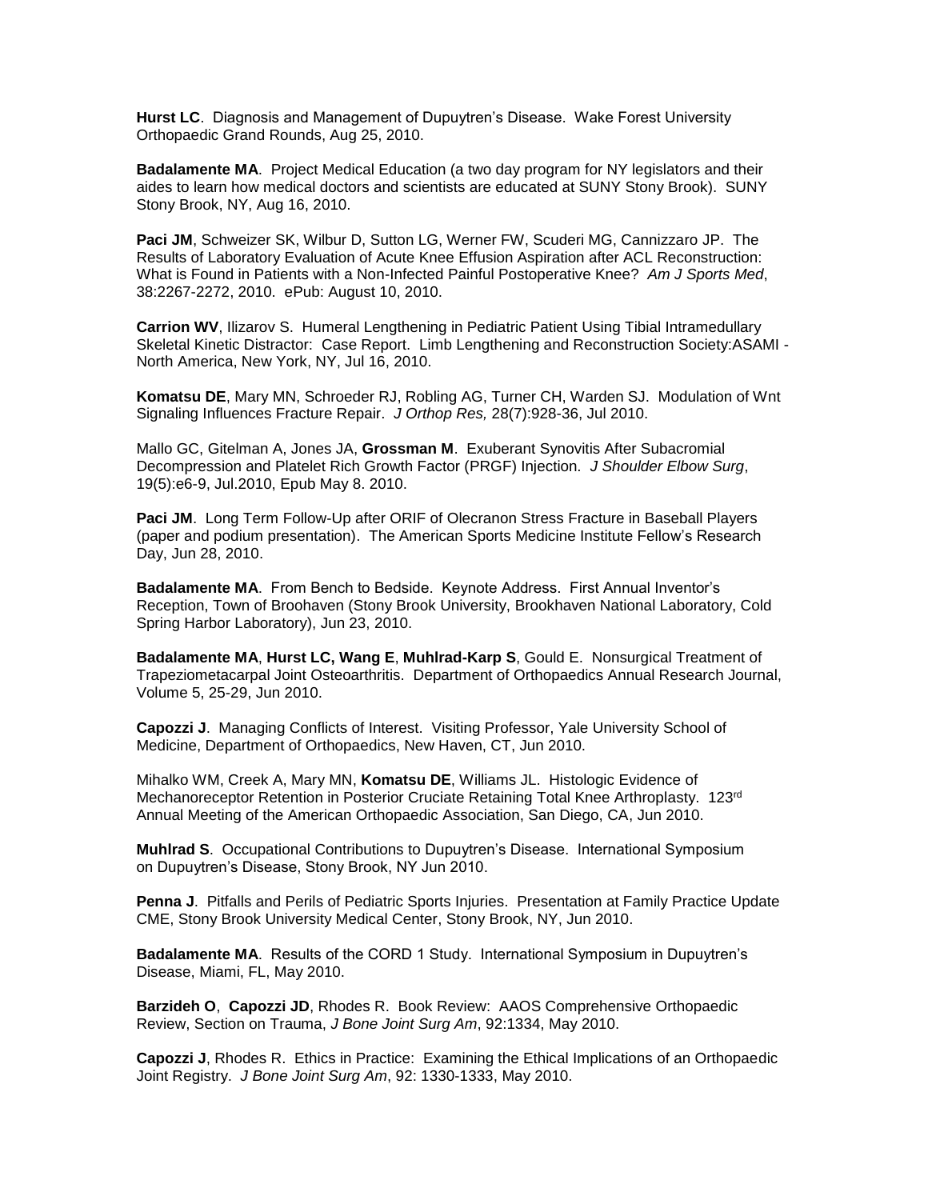**Hurst LC**. Diagnosis and Management of Dupuytren's Disease. Wake Forest University Orthopaedic Grand Rounds, Aug 25, 2010.

**Badalamente MA**. Project Medical Education (a two day program for NY legislators and their aides to learn how medical doctors and scientists are educated at SUNY Stony Brook). SUNY Stony Brook, NY, Aug 16, 2010.

**Paci JM**, Schweizer SK, Wilbur D, Sutton LG, Werner FW, Scuderi MG, Cannizzaro JP. The Results of Laboratory Evaluation of Acute Knee Effusion Aspiration after ACL Reconstruction: What is Found in Patients with a Non-Infected Painful Postoperative Knee? *Am J Sports Med*, 38:2267-2272, 2010. ePub: August 10, 2010.

**Carrion WV**, Ilizarov S. Humeral Lengthening in Pediatric Patient Using Tibial Intramedullary Skeletal Kinetic Distractor: Case Report. Limb Lengthening and Reconstruction Society:ASAMI - North America, New York, NY, Jul 16, 2010.

**Komatsu DE**, Mary MN, Schroeder RJ, Robling AG, Turner CH, Warden SJ. Modulation of Wnt Signaling Influences Fracture Repair. *J Orthop Res,* 28(7):928-36, Jul 2010.

Mallo GC, Gitelman A, Jones JA, **Grossman M**. Exuberant Synovitis After Subacromial Decompression and Platelet Rich Growth Factor (PRGF) Injection. *J Shoulder Elbow Surg*, 19(5):e6-9, Jul.2010, Epub May 8. 2010.

**Paci JM**. Long Term Follow-Up after ORIF of Olecranon Stress Fracture in Baseball Players (paper and podium presentation). The American Sports Medicine Institute Fellow's Research Day, Jun 28, 2010.

**Badalamente MA**. From Bench to Bedside. Keynote Address. First Annual Inventor's Reception, Town of Broohaven (Stony Brook University, Brookhaven National Laboratory, Cold Spring Harbor Laboratory), Jun 23, 2010.

**Badalamente MA**, **Hurst LC, Wang E**, **Muhlrad-Karp S**, Gould E. Nonsurgical Treatment of Trapeziometacarpal Joint Osteoarthritis. Department of Orthopaedics Annual Research Journal, Volume 5, 25-29, Jun 2010.

**Capozzi J**. Managing Conflicts of Interest. Visiting Professor, Yale University School of Medicine, Department of Orthopaedics, New Haven, CT, Jun 2010.

Mihalko WM, Creek A, Mary MN, **Komatsu DE**, Williams JL. Histologic Evidence of Mechanoreceptor Retention in Posterior Cruciate Retaining Total Knee Arthroplasty. 123rd Annual Meeting of the American Orthopaedic Association, San Diego, CA, Jun 2010.

**Muhlrad S**. Occupational Contributions to Dupuytren's Disease. International Symposium on Dupuytren's Disease, Stony Brook, NY Jun 2010.

**Penna J**. Pitfalls and Perils of Pediatric Sports Injuries. Presentation at Family Practice Update CME, Stony Brook University Medical Center, Stony Brook, NY, Jun 2010.

**Badalamente MA**. Results of the CORD 1 Study. International Symposium in Dupuytren's Disease, Miami, FL, May 2010.

**Barzideh O**, **Capozzi JD**, Rhodes R. Book Review: AAOS Comprehensive Orthopaedic Review, Section on Trauma, *J Bone Joint Surg Am*, 92:1334, May 2010.

**Capozzi J**, Rhodes R. Ethics in Practice: Examining the Ethical Implications of an Orthopaedic Joint Registry. *J Bone Joint Surg Am*, 92: 1330-1333, May 2010.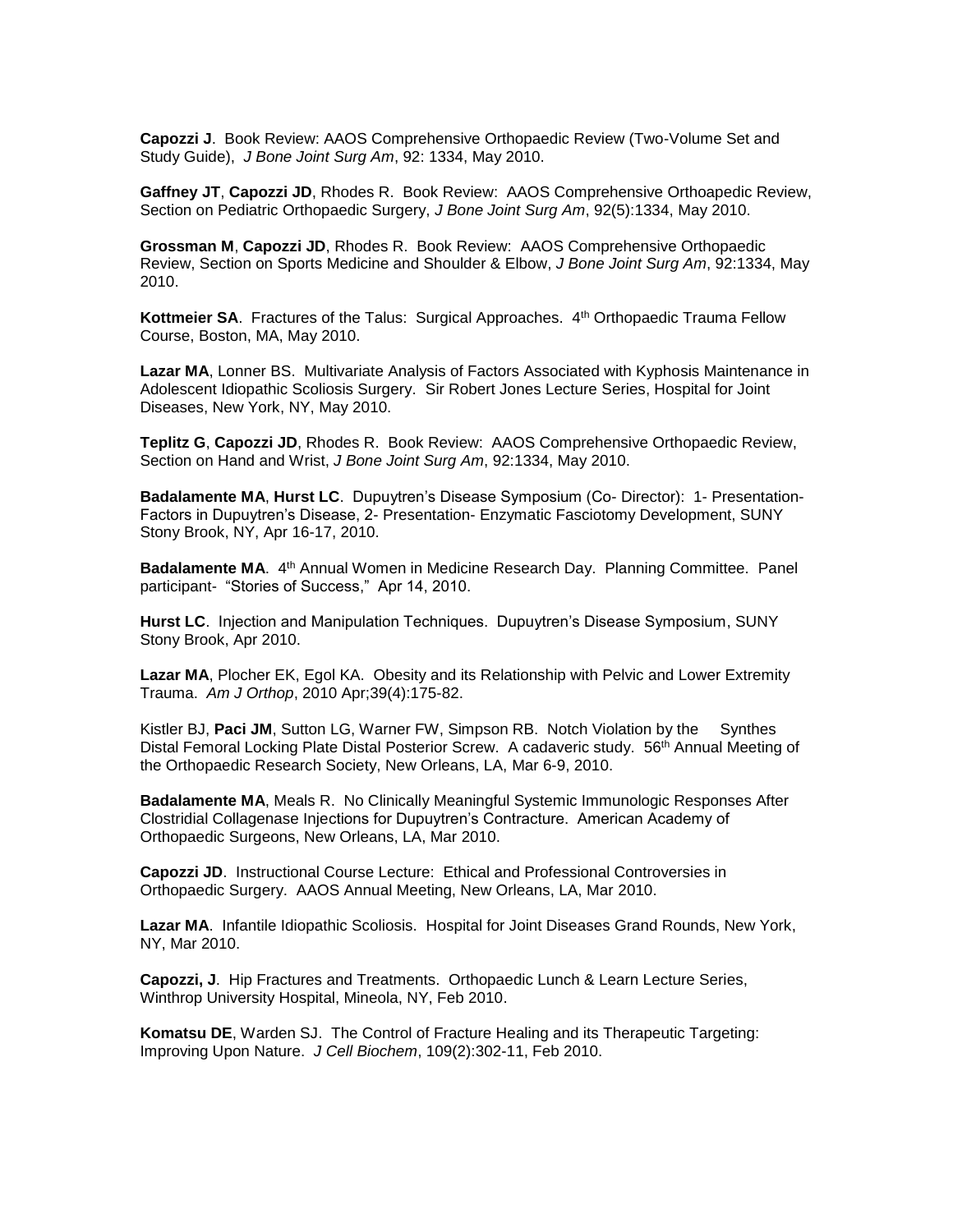**Capozzi J**. Book Review: AAOS Comprehensive Orthopaedic Review (Two-Volume Set and Study Guide), *J Bone Joint Surg Am*, 92: 1334, May 2010.

**Gaffney JT**, **Capozzi JD**, Rhodes R. Book Review: AAOS Comprehensive Orthoapedic Review, Section on Pediatric Orthopaedic Surgery, *J Bone Joint Surg Am*, 92(5):1334, May 2010.

**Grossman M**, **Capozzi JD**, Rhodes R. Book Review: AAOS Comprehensive Orthopaedic Review, Section on Sports Medicine and Shoulder & Elbow, *J Bone Joint Surg Am*, 92:1334, May 2010.

**Kottmeier SA**. Fractures of the Talus: Surgical Approaches. 4th Orthopaedic Trauma Fellow Course, Boston, MA, May 2010.

**Lazar MA**, Lonner BS. Multivariate Analysis of Factors Associated with Kyphosis Maintenance in Adolescent Idiopathic Scoliosis Surgery. Sir Robert Jones Lecture Series, Hospital for Joint Diseases, New York, NY, May 2010.

**Teplitz G**, **Capozzi JD**, Rhodes R. Book Review: AAOS Comprehensive Orthopaedic Review, Section on Hand and Wrist, *J Bone Joint Surg Am*, 92:1334, May 2010.

**Badalamente MA**, **Hurst LC**. Dupuytren's Disease Symposium (Co- Director): 1- Presentation- Factors in Dupuytren's Disease, 2- Presentation- Enzymatic Fasciotomy Development, SUNY Stony Brook, NY, Apr 16-17, 2010.

**Badalamente MA**. 4th Annual Women in Medicine Research Day. Planning Committee. Panel participant- "Stories of Success," Apr 14, 2010.

**Hurst LC**. Injection and Manipulation Techniques. Dupuytren's Disease Symposium, SUNY Stony Brook, Apr 2010.

**Lazar MA**, Plocher EK, Egol KA. Obesity and its Relationship with Pelvic and Lower Extremity Trauma. *Am J Orthop*, 2010 Apr;39(4):175-82.

Kistler BJ, **Paci JM**, Sutton LG, Warner FW, Simpson RB. Notch Violation by the Synthes Distal Femoral Locking Plate Distal Posterior Screw. A cadaveric study. 56th Annual Meeting of the Orthopaedic Research Society, New Orleans, LA, Mar 6-9, 2010.

**Badalamente MA**, Meals R. No Clinically Meaningful Systemic Immunologic Responses After Clostridial Collagenase Injections for Dupuytren's Contracture. American Academy of Orthopaedic Surgeons, New Orleans, LA, Mar 2010.

**Capozzi JD**. Instructional Course Lecture: Ethical and Professional Controversies in Orthopaedic Surgery. AAOS Annual Meeting, New Orleans, LA, Mar 2010.

**Lazar MA**. Infantile Idiopathic Scoliosis. Hospital for Joint Diseases Grand Rounds, New York, NY, Mar 2010.

**Capozzi, J**. Hip Fractures and Treatments. Orthopaedic Lunch & Learn Lecture Series, Winthrop University Hospital, Mineola, NY, Feb 2010.

**Komatsu DE**, Warden SJ. The Control of Fracture Healing and its Therapeutic Targeting: Improving Upon Nature. *J Cell Biochem*, 109(2):302-11, Feb 2010.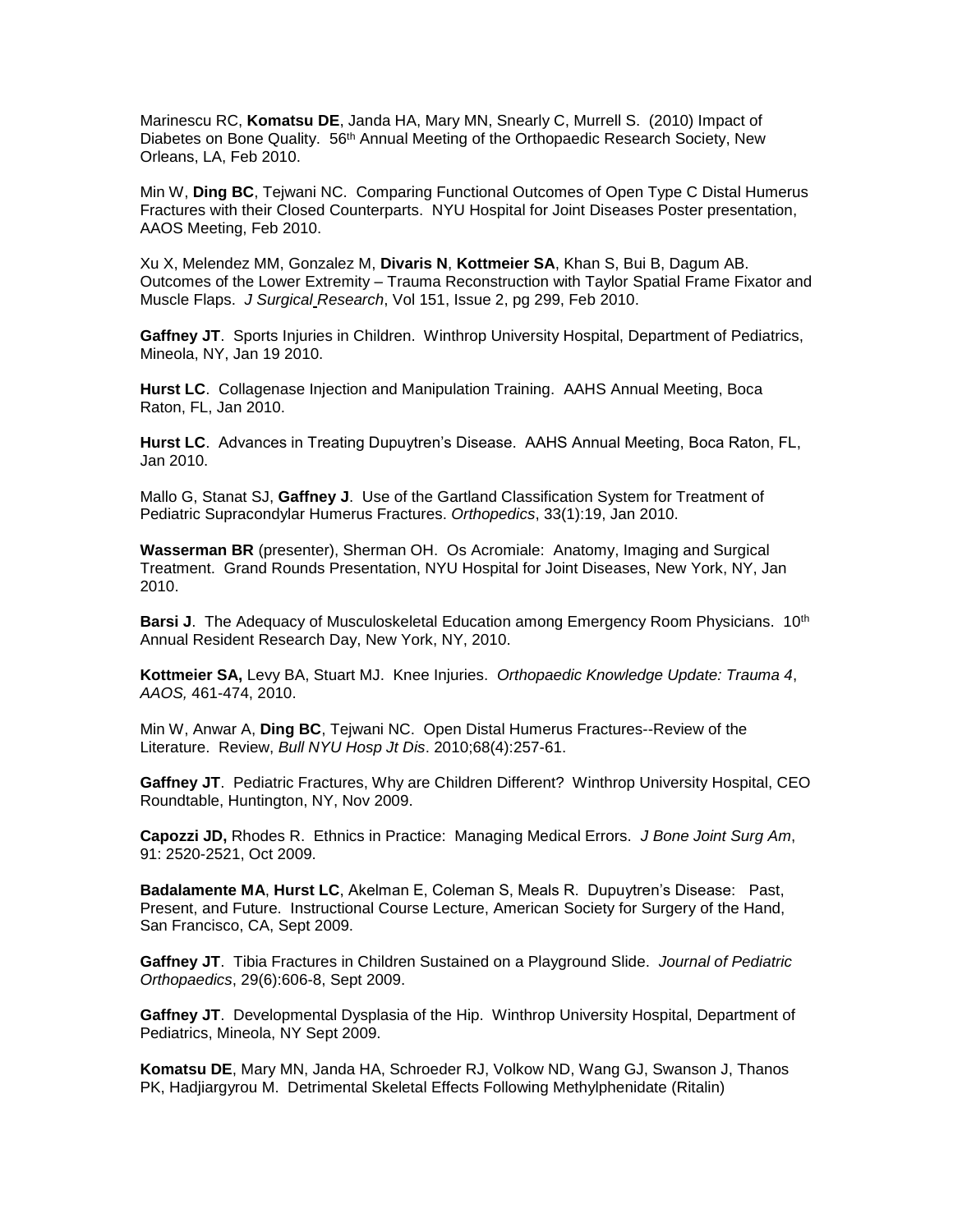Marinescu RC, **Komatsu DE**, Janda HA, Mary MN, Snearly C, Murrell S. (2010) Impact of Diabetes on Bone Quality. 56th Annual Meeting of the Orthopaedic Research Society, New Orleans, LA, Feb 2010.

Min W, **Ding BC**, Tejwani NC. Comparing Functional Outcomes of Open Type C Distal Humerus Fractures with their Closed Counterparts. NYU Hospital for Joint Diseases Poster presentation, AAOS Meeting, Feb 2010.

Xu X, Melendez MM, Gonzalez M, **Divaris N**, **Kottmeier SA**, Khan S, Bui B, Dagum AB. Outcomes of the Lower Extremity – Trauma Reconstruction with Taylor Spatial Frame Fixator and Muscle Flaps. *J Surgical Research*, Vol 151, Issue 2, pg 299, Feb 2010.

**Gaffney JT**. Sports Injuries in Children. Winthrop University Hospital, Department of Pediatrics, Mineola, NY, Jan 19 2010.

**Hurst LC**. Collagenase Injection and Manipulation Training. AAHS Annual Meeting, Boca Raton, FL, Jan 2010.

**Hurst LC**. Advances in Treating Dupuytren's Disease. AAHS Annual Meeting, Boca Raton, FL, Jan 2010.

Mallo G, Stanat SJ, **Gaffney J**. Use of the Gartland Classification System for Treatment of Pediatric Supracondylar Humerus Fractures. *Orthopedics*, 33(1):19, Jan 2010.

**Wasserman BR** (presenter), Sherman OH. Os Acromiale: Anatomy, Imaging and Surgical Treatment. Grand Rounds Presentation, NYU Hospital for Joint Diseases, New York, NY, Jan 2010.

**Barsi J**. The Adequacy of Musculoskeletal Education among Emergency Room Physicians. 10th Annual Resident Research Day, New York, NY, 2010.

**Kottmeier SA,** Levy BA, Stuart MJ. Knee Injuries. *Orthopaedic Knowledge Update: Trauma 4*, *AAOS,* 461-474, 2010.

Min W, Anwar A, **Ding BC**, Tejwani NC. Open Distal Humerus Fractures--Review of the Literature. Review, *Bull NYU Hosp Jt Dis*. 2010;68(4):257-61.

**Gaffney JT**. Pediatric Fractures, Why are Children Different? Winthrop University Hospital, CEO Roundtable, Huntington, NY, Nov 2009.

**Capozzi JD,** Rhodes R. Ethnics in Practice: Managing Medical Errors. *J Bone Joint Surg Am*, 91: 2520-2521, Oct 2009.

**Badalamente MA**, **Hurst LC**, Akelman E, Coleman S, Meals R. Dupuytren's Disease: Past, Present, and Future. Instructional Course Lecture, American Society for Surgery of the Hand, San Francisco, CA, Sept 2009.

**Gaffney JT**. Tibia Fractures in Children Sustained on a Playground Slide. *Journal of Pediatric Orthopaedics*, 29(6):606-8, Sept 2009.

**Gaffney JT**. Developmental Dysplasia of the Hip. Winthrop University Hospital, Department of Pediatrics, Mineola, NY Sept 2009.

**Komatsu DE**, Mary MN, Janda HA, Schroeder RJ, Volkow ND, Wang GJ, Swanson J, Thanos PK, Hadjiargyrou M. Detrimental Skeletal Effects Following Methylphenidate (Ritalin)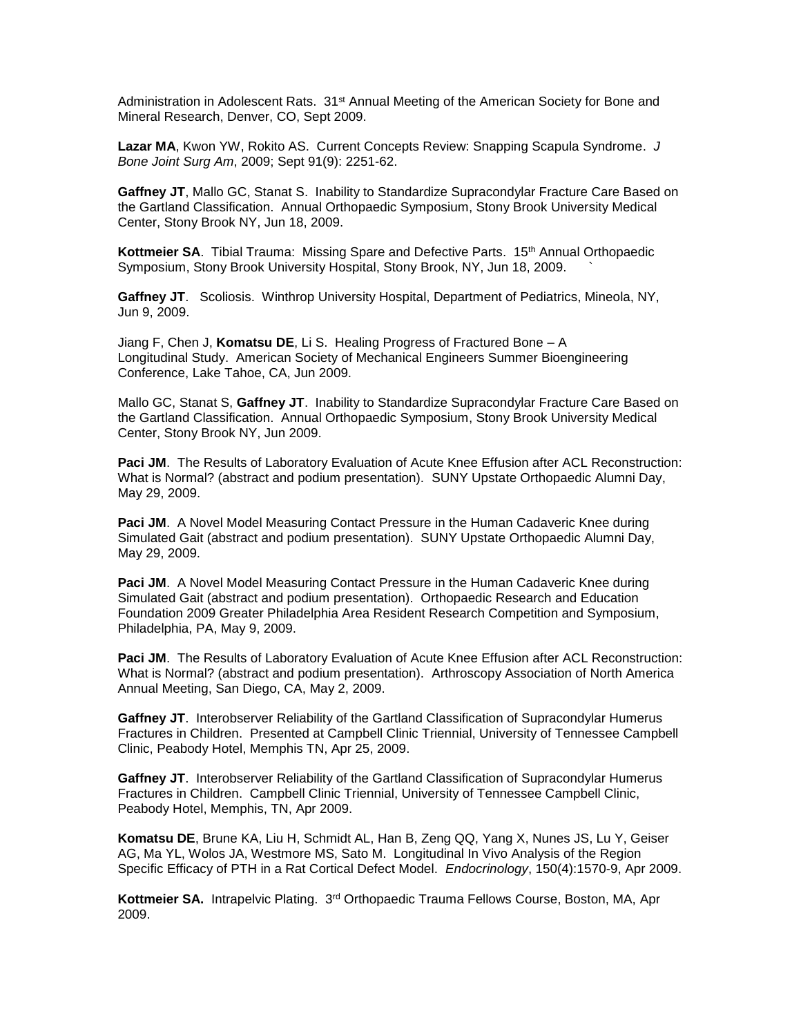Administration in Adolescent Rats. 31st Annual Meeting of the American Society for Bone and Mineral Research, Denver, CO, Sept 2009.

**Lazar MA**, Kwon YW, Rokito AS. Current Concepts Review: Snapping Scapula Syndrome. *J Bone Joint Surg Am*, 2009; Sept 91(9): 2251-62.

**Gaffney JT**, Mallo GC, Stanat S. Inability to Standardize Supracondylar Fracture Care Based on the Gartland Classification. Annual Orthopaedic Symposium, Stony Brook University Medical Center, Stony Brook NY, Jun 18, 2009.

**Kottmeier SA**. Tibial Trauma: Missing Spare and Defective Parts. 15th Annual Orthopaedic Symposium, Stony Brook University Hospital, Stony Brook, NY, Jun 18, 2009. `

**Gaffney JT**. Scoliosis. Winthrop University Hospital, Department of Pediatrics, Mineola, NY, Jun 9, 2009.

Jiang F, Chen J, **Komatsu DE**, Li S. Healing Progress of Fractured Bone – A Longitudinal Study. American Society of Mechanical Engineers Summer Bioengineering Conference, Lake Tahoe, CA, Jun 2009.

Mallo GC, Stanat S, **Gaffney JT**. Inability to Standardize Supracondylar Fracture Care Based on the Gartland Classification. Annual Orthopaedic Symposium, Stony Brook University Medical Center, Stony Brook NY, Jun 2009.

**Paci JM**. The Results of Laboratory Evaluation of Acute Knee Effusion after ACL Reconstruction: What is Normal? (abstract and podium presentation). SUNY Upstate Orthopaedic Alumni Day, May 29, 2009.

**Paci JM**. A Novel Model Measuring Contact Pressure in the Human Cadaveric Knee during Simulated Gait (abstract and podium presentation). SUNY Upstate Orthopaedic Alumni Day, May 29, 2009.

**Paci JM**. A Novel Model Measuring Contact Pressure in the Human Cadaveric Knee during Simulated Gait (abstract and podium presentation). Orthopaedic Research and Education Foundation 2009 Greater Philadelphia Area Resident Research Competition and Symposium, Philadelphia, PA, May 9, 2009.

**Paci JM**. The Results of Laboratory Evaluation of Acute Knee Effusion after ACL Reconstruction: What is Normal? (abstract and podium presentation). Arthroscopy Association of North America Annual Meeting, San Diego, CA, May 2, 2009.

**Gaffney JT**. Interobserver Reliability of the Gartland Classification of Supracondylar Humerus Fractures in Children. Presented at Campbell Clinic Triennial, University of Tennessee Campbell Clinic, Peabody Hotel, Memphis TN, Apr 25, 2009.

**Gaffney JT**. Interobserver Reliability of the Gartland Classification of Supracondylar Humerus Fractures in Children. Campbell Clinic Triennial, University of Tennessee Campbell Clinic, Peabody Hotel, Memphis, TN, Apr 2009.

**Komatsu DE**, Brune KA, Liu H, Schmidt AL, Han B, Zeng QQ, Yang X, Nunes JS, Lu Y, Geiser AG, Ma YL, Wolos JA, Westmore MS, Sato M. Longitudinal In Vivo Analysis of the Region Specific Efficacy of PTH in a Rat Cortical Defect Model. *Endocrinology*, 150(4):1570-9, Apr 2009.

**Kottmeier SA.** Intrapelvic Plating. 3rd Orthopaedic Trauma Fellows Course, Boston, MA, Apr 2009.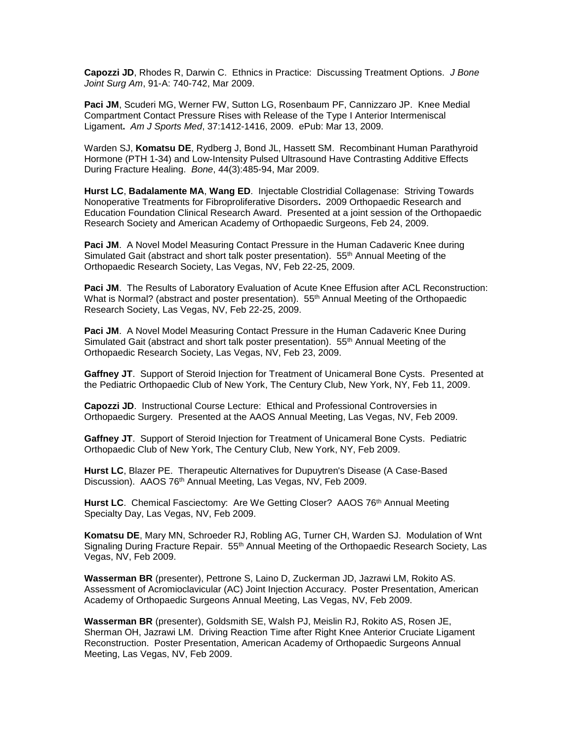**Capozzi JD**, Rhodes R, Darwin C. Ethnics in Practice: Discussing Treatment Options. *J Bone Joint Surg Am*, 91-A: 740-742, Mar 2009.

**Paci JM**, Scuderi MG, Werner FW, Sutton LG, Rosenbaum PF, Cannizzaro JP. Knee Medial Compartment Contact Pressure Rises with Release of the Type I Anterior Intermeniscal Ligament**.** *Am J Sports Med*, 37:1412-1416, 2009. ePub: Mar 13, 2009.

Warden SJ, **Komatsu DE**, Rydberg J, Bond JL, Hassett SM. Recombinant Human Parathyroid Hormone (PTH 1-34) and Low-Intensity Pulsed Ultrasound Have Contrasting Additive Effects During Fracture Healing. *Bone*, 44(3):485-94, Mar 2009.

**Hurst LC**, **Badalamente MA**, **Wang ED**. Injectable Clostridial Collagenase: Striving Towards Nonoperative Treatments for Fibroproliferative Disorders**.** 2009 Orthopaedic Research and Education Foundation Clinical Research Award. Presented at a joint session of the Orthopaedic Research Society and American Academy of Orthopaedic Surgeons, Feb 24, 2009.

**Paci JM**. A Novel Model Measuring Contact Pressure in the Human Cadaveric Knee during Simulated Gait (abstract and short talk poster presentation). 55th Annual Meeting of the Orthopaedic Research Society, Las Vegas, NV, Feb 22-25, 2009.

**Paci JM**. The Results of Laboratory Evaluation of Acute Knee Effusion after ACL Reconstruction: What is Normal? (abstract and poster presentation). 55th Annual Meeting of the Orthopaedic Research Society, Las Vegas, NV, Feb 22-25, 2009.

**Paci JM**. A Novel Model Measuring Contact Pressure in the Human Cadaveric Knee During Simulated Gait (abstract and short talk poster presentation). 55th Annual Meeting of the Orthopaedic Research Society, Las Vegas, NV, Feb 23, 2009.

**Gaffney JT**. Support of Steroid Injection for Treatment of Unicameral Bone Cysts. Presented at the Pediatric Orthopaedic Club of New York, The Century Club, New York, NY, Feb 11, 2009.

**Capozzi JD**. Instructional Course Lecture: Ethical and Professional Controversies in Orthopaedic Surgery. Presented at the AAOS Annual Meeting, Las Vegas, NV, Feb 2009.

**Gaffney JT**. Support of Steroid Injection for Treatment of Unicameral Bone Cysts. Pediatric Orthopaedic Club of New York, The Century Club, New York, NY, Feb 2009.

**Hurst LC**, Blazer PE. Therapeutic Alternatives for Dupuytren's Disease (A Case-Based Discussion). AAOS 76th Annual Meeting, Las Vegas, NV, Feb 2009.

**Hurst LC**. Chemical Fasciectomy: Are We Getting Closer? AAOS 76th Annual Meeting Specialty Day, Las Vegas, NV, Feb 2009.

**Komatsu DE**, Mary MN, Schroeder RJ, Robling AG, Turner CH, Warden SJ. Modulation of Wnt Signaling During Fracture Repair. 55th Annual Meeting of the Orthopaedic Research Society, Las Vegas, NV, Feb 2009.

**Wasserman BR** (presenter), Pettrone S, Laino D, Zuckerman JD, Jazrawi LM, Rokito AS. Assessment of Acromioclavicular (AC) Joint Injection Accuracy. Poster Presentation, American Academy of Orthopaedic Surgeons Annual Meeting, Las Vegas, NV, Feb 2009.

**Wasserman BR** (presenter), Goldsmith SE, Walsh PJ, Meislin RJ, Rokito AS, Rosen JE, Sherman OH, Jazrawi LM. Driving Reaction Time after Right Knee Anterior Cruciate Ligament Reconstruction. Poster Presentation, American Academy of Orthopaedic Surgeons Annual Meeting, Las Vegas, NV, Feb 2009.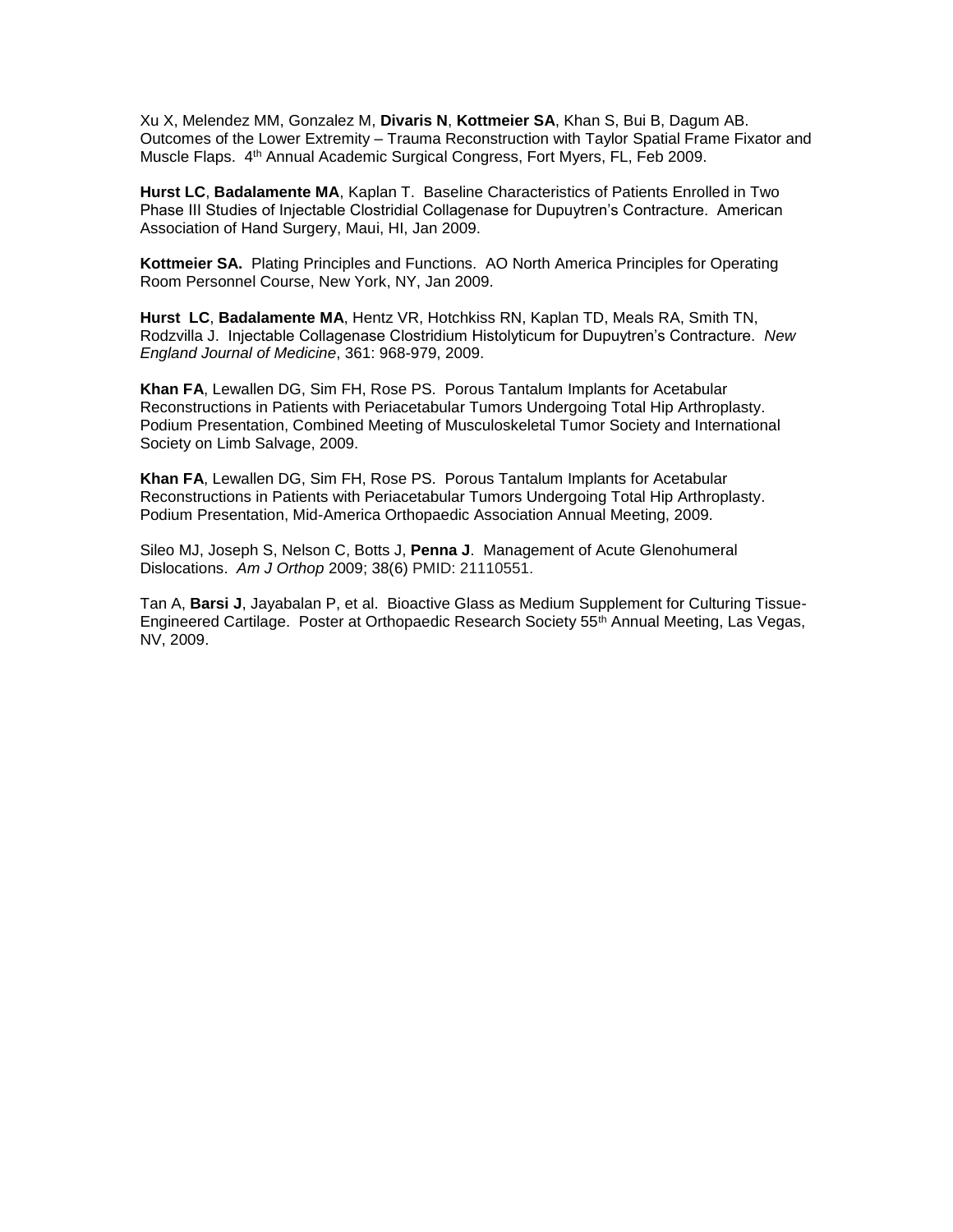Xu X, Melendez MM, Gonzalez M, **Divaris N**, **Kottmeier SA**, Khan S, Bui B, Dagum AB. Outcomes of the Lower Extremity – Trauma Reconstruction with Taylor Spatial Frame Fixator and Muscle Flaps. 4th Annual Academic Surgical Congress, Fort Myers, FL, Feb 2009.

**Hurst LC**, **Badalamente MA**, Kaplan T. Baseline Characteristics of Patients Enrolled in Two Phase III Studies of Injectable Clostridial Collagenase for Dupuytren's Contracture. American Association of Hand Surgery, Maui, HI, Jan 2009.

**Kottmeier SA.** Plating Principles and Functions. AO North America Principles for Operating Room Personnel Course, New York, NY, Jan 2009.

**Hurst LC**, **Badalamente MA**, Hentz VR, Hotchkiss RN, Kaplan TD, Meals RA, Smith TN, Rodzvilla J. Injectable Collagenase Clostridium Histolyticum for Dupuytren's Contracture. *New England Journal of Medicine*, 361: 968-979, 2009.

**Khan FA**, Lewallen DG, Sim FH, Rose PS. Porous Tantalum Implants for Acetabular Reconstructions in Patients with Periacetabular Tumors Undergoing Total Hip Arthroplasty. Podium Presentation, Combined Meeting of Musculoskeletal Tumor Society and International Society on Limb Salvage, 2009.

**Khan FA**, Lewallen DG, Sim FH, Rose PS. Porous Tantalum Implants for Acetabular Reconstructions in Patients with Periacetabular Tumors Undergoing Total Hip Arthroplasty. Podium Presentation, Mid-America Orthopaedic Association Annual Meeting, 2009.

Sileo MJ, Joseph S, Nelson C, Botts J, **Penna J**. Management of Acute Glenohumeral Dislocations. *Am J Orthop* 2009; 38(6) PMID: 21110551.

Tan A, **Barsi J**, Jayabalan P, et al. Bioactive Glass as Medium Supplement for Culturing Tissue-Engineered Cartilage. Poster at Orthopaedic Research Society 55th Annual Meeting, Las Vegas, NV, 2009.